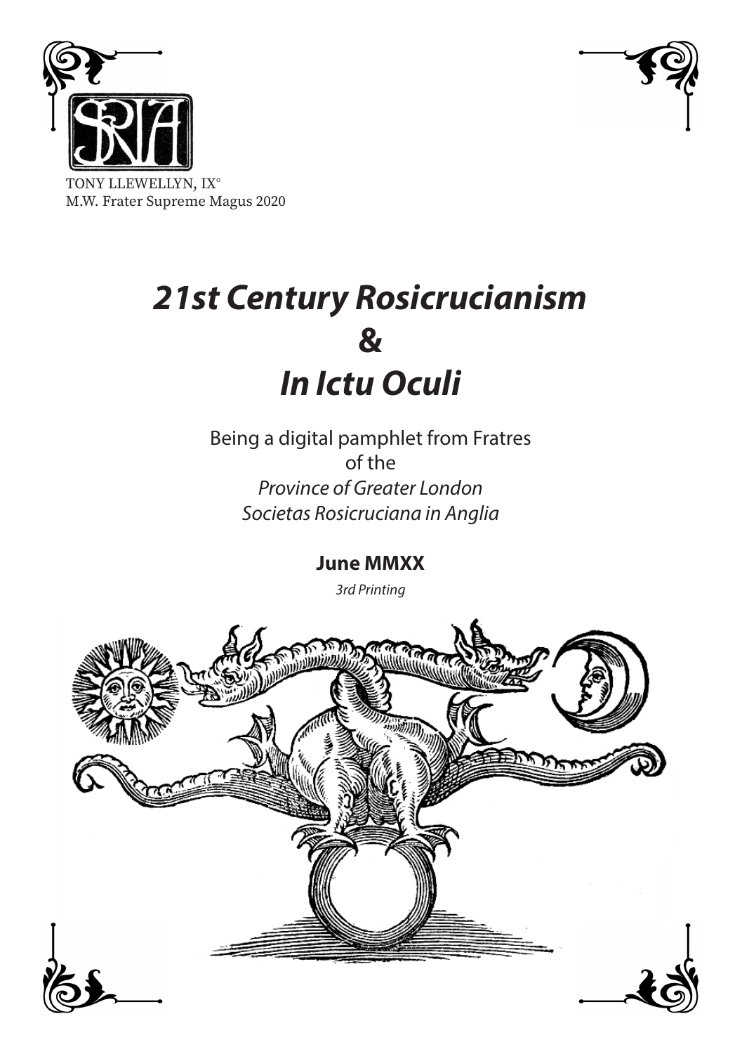TONY LLEWELLYN, IX°
M.W. Frater Supreme Magus 2020

# *21st Century Rosicrucianism*
# &
# *In Ictu Oculi*

Being a digital pamphlet from Fratres
of the
*Province of Greater London*
*Societas Rosicruciana in Anglia*

**June MMXX**

*3rd Printing*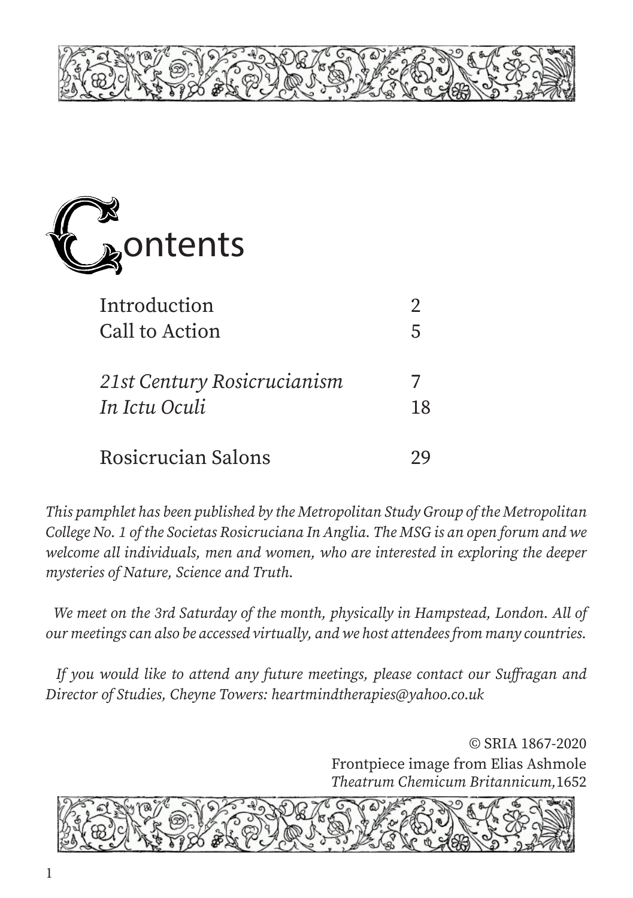# Contents

| | |
|---|---|
| Introduction | 2 |
| Call to Action | 5 |
| *21st Century Rosicrucianism* | 7 |
| *In Ictu Oculi* | 18 |
| Rosicrucian Salons | 29 |

*This pamphlet has been published by the Metropolitan Study Group of the Metropolitan College No. 1 of the Societas Rosicruciana In Anglia. The MSG is an open forum and we welcome all individuals, men and women, who are interested in exploring the deeper mysteries of Nature, Science and Truth.*

*We meet on the 3rd Saturday of the month, physically in Hampstead, London. All of our meetings can also be accessed virtually, and we host attendees from many countries.*

*If you would like to attend any future meetings, please contact our Suffragan and Director of Studies, Cheyne Towers: heartmindtherapies@yahoo.co.uk*

© SRIA 1867-2020
Frontpiece image from Elias Ashmole *Theatrum Chemicum Britannicum,*1652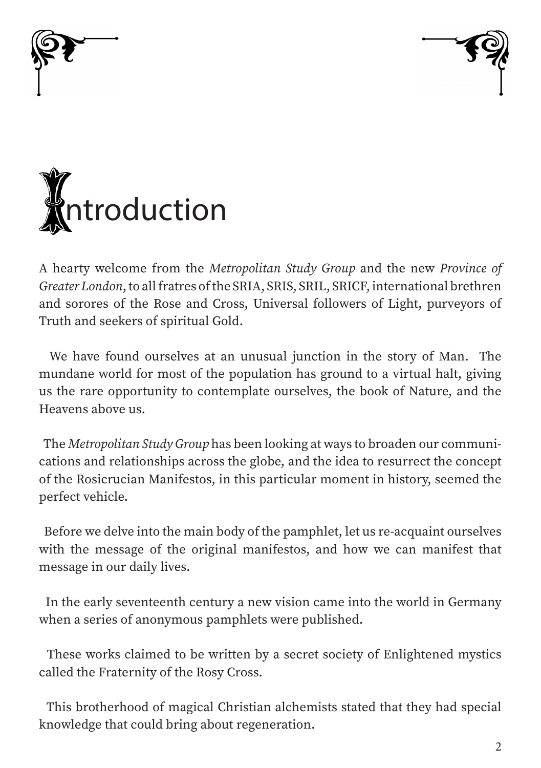# Introduction

A hearty welcome from the *Metropolitan Study Group* and the new *Province of Greater London*, to all fratres of the SRIA, SRIS, SRIL, SRICF, international brethren and sorores of the Rose and Cross, Universal followers of Light, purveyors of Truth and seekers of spiritual Gold.

We have found ourselves at an unusual junction in the story of Man. The mundane world for most of the population has ground to a virtual halt, giving us the rare opportunity to contemplate ourselves, the book of Nature, and the Heavens above us.

The *Metropolitan Study Group* has been looking at ways to broaden our communications and relationships across the globe, and the idea to resurrect the concept of the Rosicrucian Manifestos, in this particular moment in history, seemed the perfect vehicle.

Before we delve into the main body of the pamphlet, let us re-acquaint ourselves with the message of the original manifestos, and how we can manifest that message in our daily lives.

In the early seventeenth century a new vision came into the world in Germany when a series of anonymous pamphlets were published.

These works claimed to be written by a secret society of Enlightened mystics called the Fraternity of the Rosy Cross.

This brotherhood of magical Christian alchemists stated that they had special knowledge that could bring about regeneration.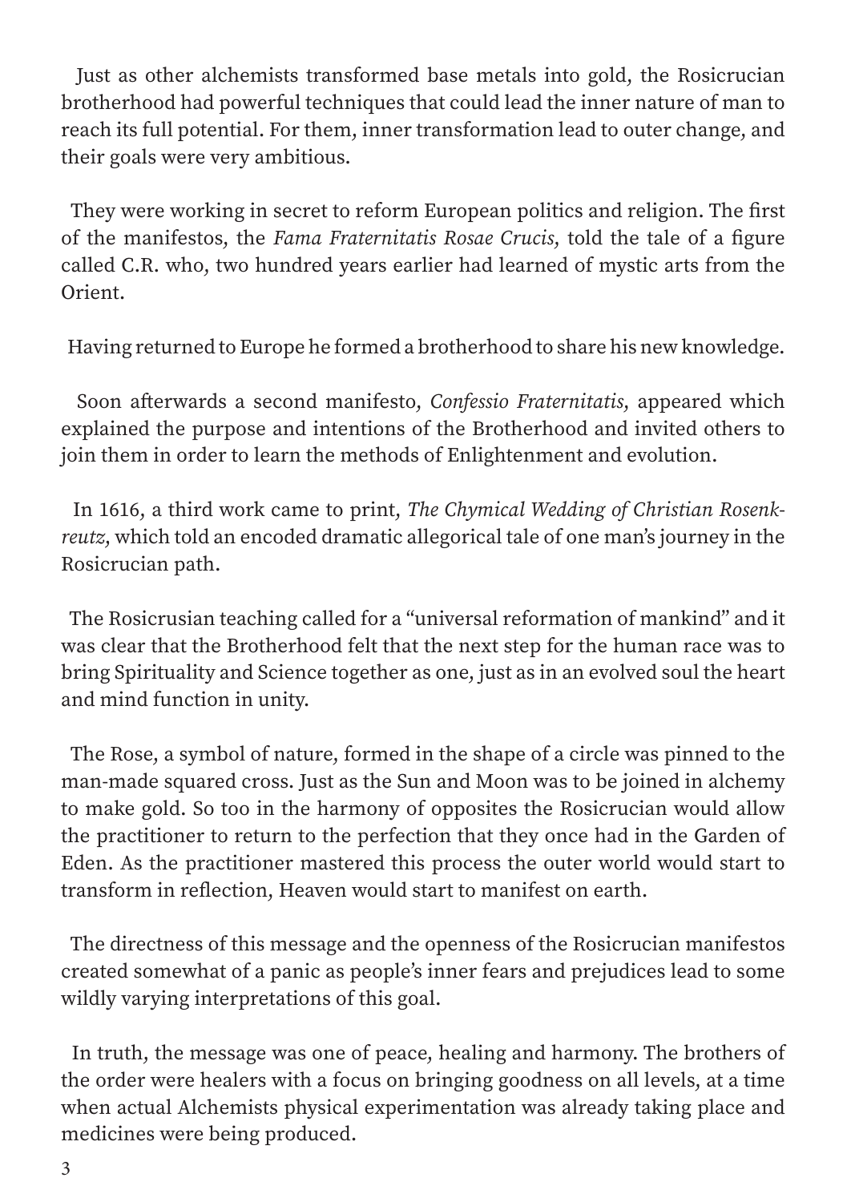Just as other alchemists transformed base metals into gold, the Rosicrucian brotherhood had powerful techniques that could lead the inner nature of man to reach its full potential. For them, inner transformation lead to outer change, and their goals were very ambitious.

They were working in secret to reform European politics and religion. The first of the manifestos, the *Fama Fraternitatis Rosae Crucis*, told the tale of a figure called C.R. who, two hundred years earlier had learned of mystic arts from the Orient.

Having returned to Europe he formed a brotherhood to share his new knowledge.

Soon afterwards a second manifesto, *Confessio Fraternitatis*, appeared which explained the purpose and intentions of the Brotherhood and invited others to join them in order to learn the methods of Enlightenment and evolution.

In 1616, a third work came to print, *The Chymical Wedding of Christian Rosenkreutz*, which told an encoded dramatic allegorical tale of one man's journey in the Rosicrucian path.

The Rosicrusian teaching called for a "universal reformation of mankind" and it was clear that the Brotherhood felt that the next step for the human race was to bring Spirituality and Science together as one, just as in an evolved soul the heart and mind function in unity.

The Rose, a symbol of nature, formed in the shape of a circle was pinned to the man-made squared cross. Just as the Sun and Moon was to be joined in alchemy to make gold. So too in the harmony of opposites the Rosicrucian would allow the practitioner to return to the perfection that they once had in the Garden of Eden. As the practitioner mastered this process the outer world would start to transform in reflection, Heaven would start to manifest on earth.

The directness of this message and the openness of the Rosicrucian manifestos created somewhat of a panic as people's inner fears and prejudices lead to some wildly varying interpretations of this goal.

In truth, the message was one of peace, healing and harmony. The brothers of the order were healers with a focus on bringing goodness on all levels, at a time when actual Alchemists physical experimentation was already taking place and medicines were being produced.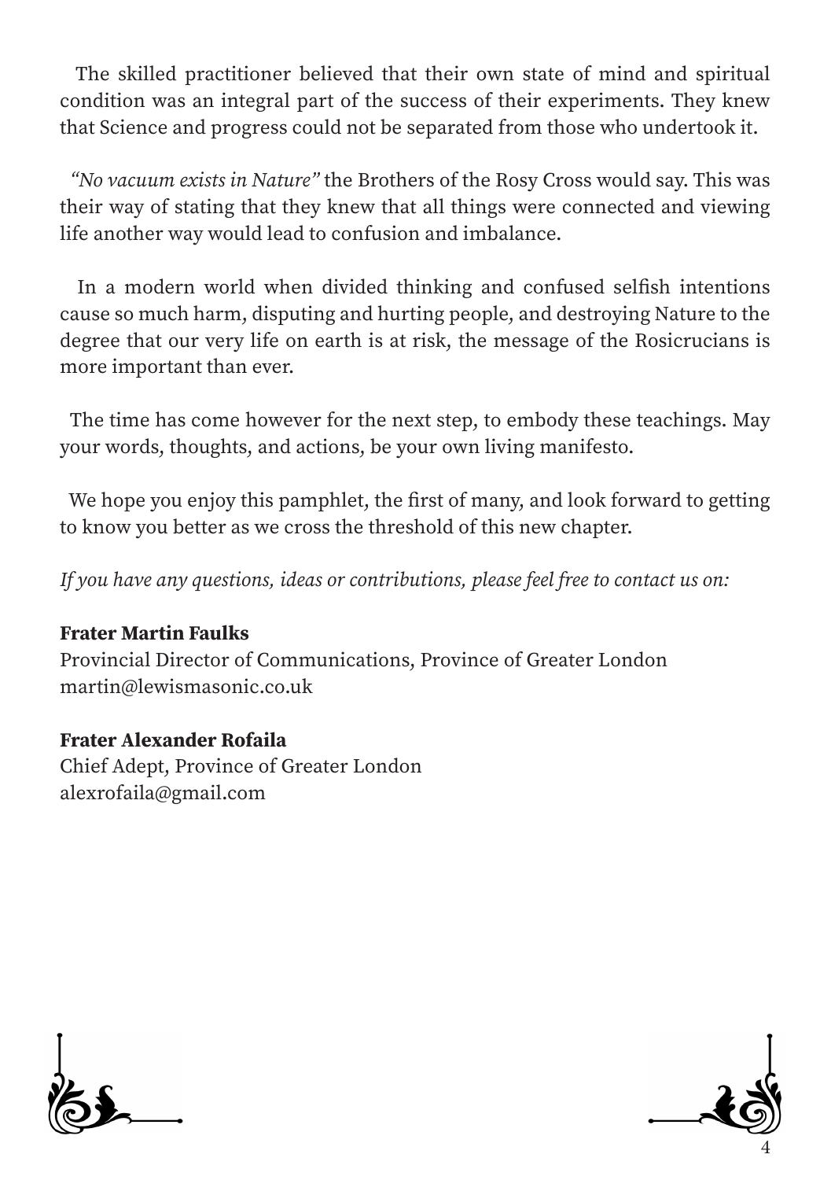The skilled practitioner believed that their own state of mind and spiritual condition was an integral part of the success of their experiments. They knew that Science and progress could not be separated from those who undertook it.

*"No vacuum exists in Nature"* the Brothers of the Rosy Cross would say. This was their way of stating that they knew that all things were connected and viewing life another way would lead to confusion and imbalance.

In a modern world when divided thinking and confused selfish intentions cause so much harm, disputing and hurting people, and destroying Nature to the degree that our very life on earth is at risk, the message of the Rosicrucians is more important than ever.

The time has come however for the next step, to embody these teachings. May your words, thoughts, and actions, be your own living manifesto.

We hope you enjoy this pamphlet, the first of many, and look forward to getting to know you better as we cross the threshold of this new chapter.

*If you have any questions, ideas or contributions, please feel free to contact us on:*

**Frater Martin Faulks**
Provincial Director of Communications, Province of Greater London
martin@lewismasonic.co.uk

**Frater Alexander Rofaila**
Chief Adept, Province of Greater London
alexrofaila@gmail.com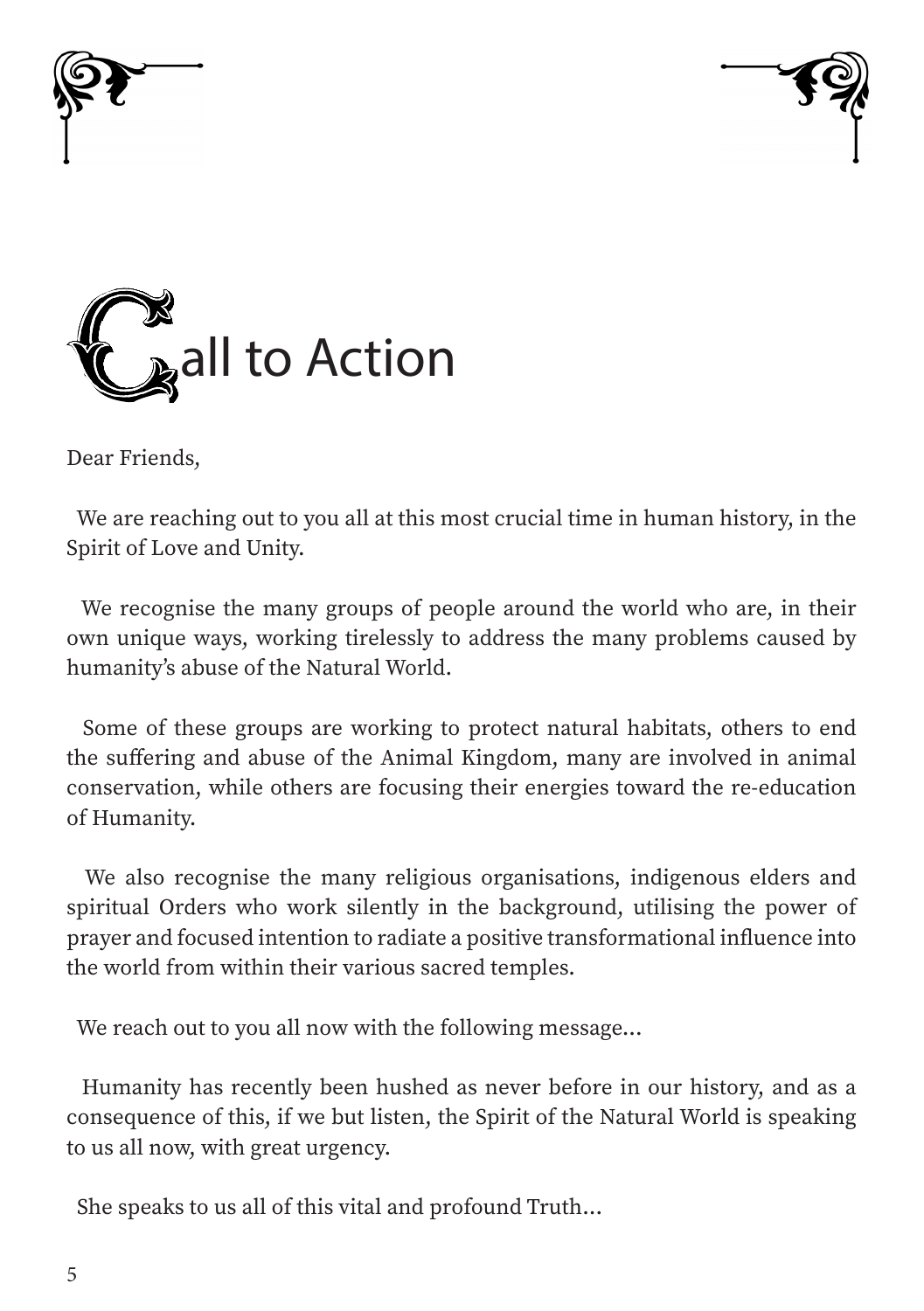# Call to Action

Dear Friends,

We are reaching out to you all at this most crucial time in human history, in the Spirit of Love and Unity.

We recognise the many groups of people around the world who are, in their own unique ways, working tirelessly to address the many problems caused by humanity's abuse of the Natural World.

Some of these groups are working to protect natural habitats, others to end the suffering and abuse of the Animal Kingdom, many are involved in animal conservation, while others are focusing their energies toward the re-education of Humanity.

We also recognise the many religious organisations, indigenous elders and spiritual Orders who work silently in the background, utilising the power of prayer and focused intention to radiate a positive transformational influence into the world from within their various sacred temples.

We reach out to you all now with the following message...

Humanity has recently been hushed as never before in our history, and as a consequence of this, if we but listen, the Spirit of the Natural World is speaking to us all now, with great urgency.

She speaks to us all of this vital and profound Truth...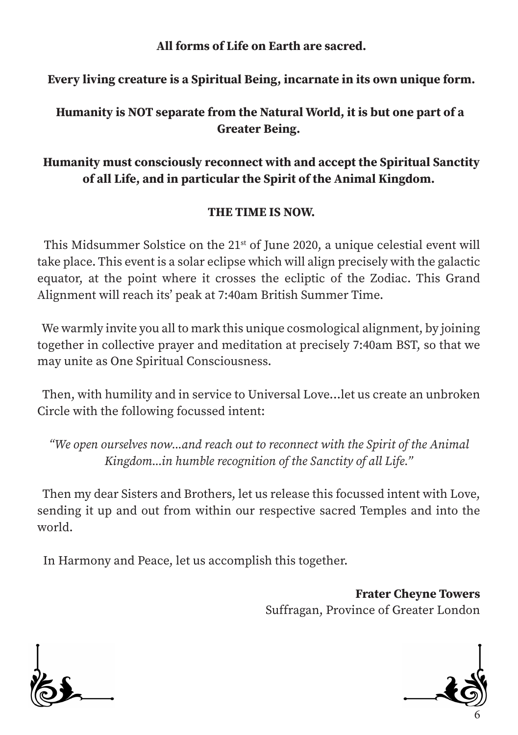**All forms of Life on Earth are sacred.**

**Every living creature is a Spiritual Being, incarnate in its own unique form.**

**Humanity is NOT separate from the Natural World, it is but one part of a Greater Being.**

**Humanity must consciously reconnect with and accept the Spiritual Sanctity of all Life, and in particular the Spirit of the Animal Kingdom.**

**THE TIME IS NOW.**

This Midsummer Solstice on the 21st of June 2020, a unique celestial event will take place. This event is a solar eclipse which will align precisely with the galactic equator, at the point where it crosses the ecliptic of the Zodiac. This Grand Alignment will reach its' peak at 7:40am British Summer Time.

We warmly invite you all to mark this unique cosmological alignment, by joining together in collective prayer and meditation at precisely 7:40am BST, so that we may unite as One Spiritual Consciousness.

Then, with humility and in service to Universal Love...let us create an unbroken Circle with the following focussed intent:

*"We open ourselves now...and reach out to reconnect with the Spirit of the Animal Kingdom...in humble recognition of the Sanctity of all Life."*

Then my dear Sisters and Brothers, let us release this focussed intent with Love, sending it up and out from within our respective sacred Temples and into the world.

In Harmony and Peace, let us accomplish this together.

**Frater Cheyne Towers**
Suffragan, Province of Greater London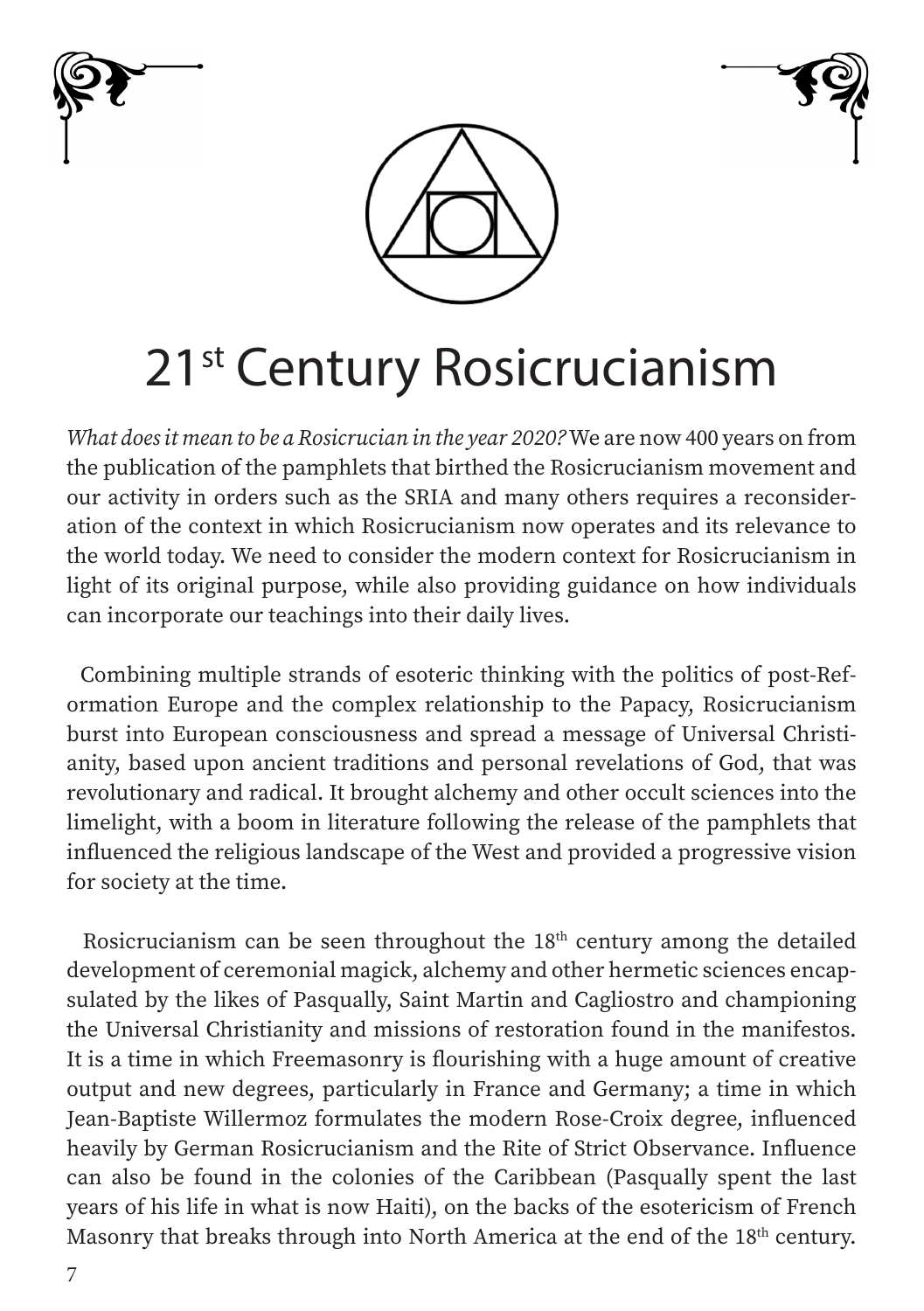# 21st Century Rosicrucianism

*What does it mean to be a Rosicrucian in the year 2020?* We are now 400 years on from the publication of the pamphlets that birthed the Rosicrucianism movement and our activity in orders such as the SRIA and many others requires a reconsideration of the context in which Rosicrucianism now operates and its relevance to the world today. We need to consider the modern context for Rosicrucianism in light of its original purpose, while also providing guidance on how individuals can incorporate our teachings into their daily lives.

Combining multiple strands of esoteric thinking with the politics of post-Reformation Europe and the complex relationship to the Papacy, Rosicrucianism burst into European consciousness and spread a message of Universal Christianity, based upon ancient traditions and personal revelations of God, that was revolutionary and radical. It brought alchemy and other occult sciences into the limelight, with a boom in literature following the release of the pamphlets that influenced the religious landscape of the West and provided a progressive vision for society at the time.

Rosicrucianism can be seen throughout the 18th century among the detailed development of ceremonial magick, alchemy and other hermetic sciences encapsulated by the likes of Pasqually, Saint Martin and Cagliostro and championing the Universal Christianity and missions of restoration found in the manifestos. It is a time in which Freemasonry is flourishing with a huge amount of creative output and new degrees, particularly in France and Germany; a time in which Jean-Baptiste Willermoz formulates the modern Rose-Croix degree, influenced heavily by German Rosicrucianism and the Rite of Strict Observance. Influence can also be found in the colonies of the Caribbean (Pasqually spent the last years of his life in what is now Haiti), on the backs of the esotericism of French Masonry that breaks through into North America at the end of the 18th century.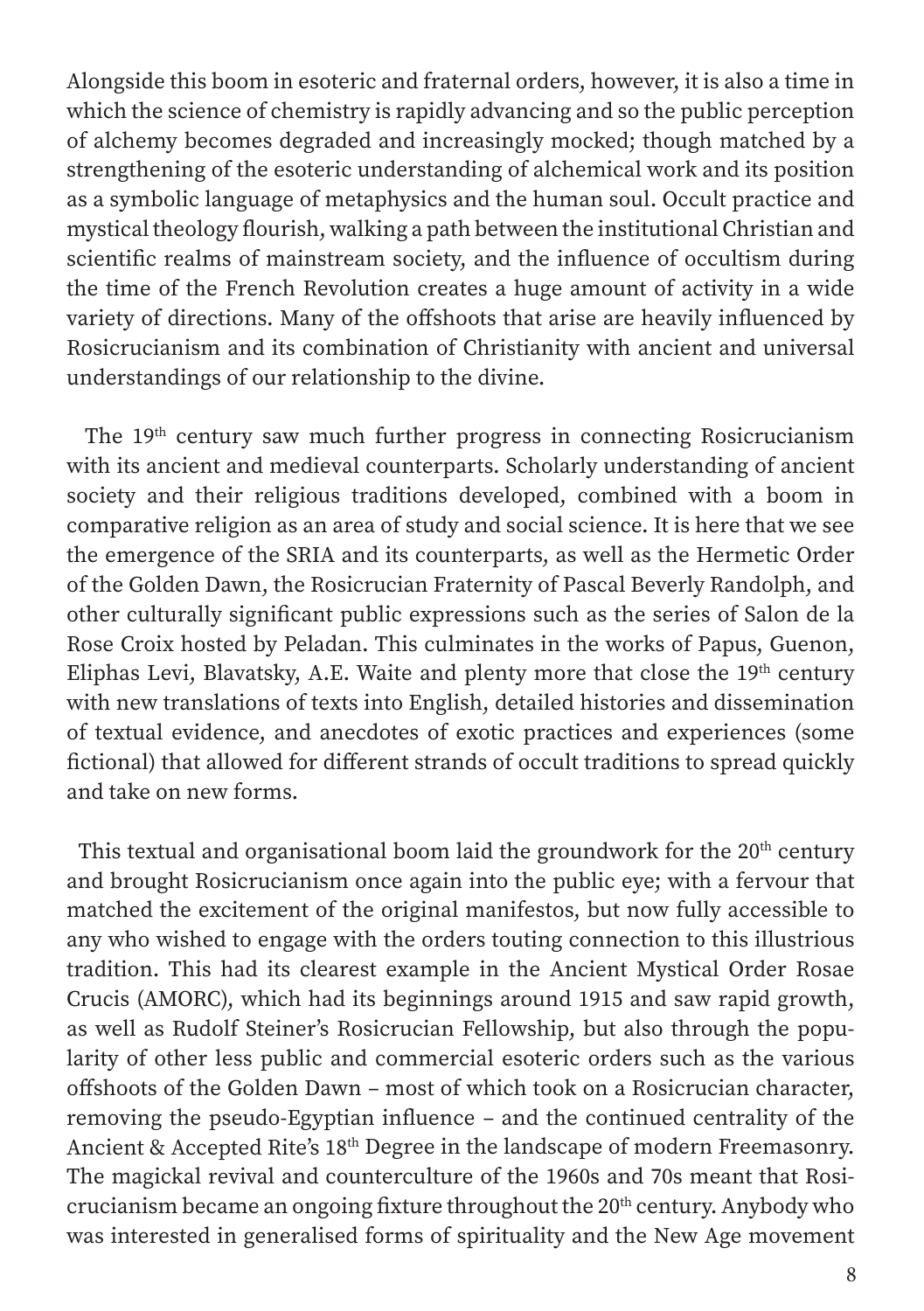Alongside this boom in esoteric and fraternal orders, however, it is also a time in which the science of chemistry is rapidly advancing and so the public perception of alchemy becomes degraded and increasingly mocked; though matched by a strengthening of the esoteric understanding of alchemical work and its position as a symbolic language of metaphysics and the human soul. Occult practice and mystical theology flourish, walking a path between the institutional Christian and scientific realms of mainstream society, and the influence of occultism during the time of the French Revolution creates a huge amount of activity in a wide variety of directions. Many of the offshoots that arise are heavily influenced by Rosicrucianism and its combination of Christianity with ancient and universal understandings of our relationship to the divine.

The 19th century saw much further progress in connecting Rosicrucianism with its ancient and medieval counterparts. Scholarly understanding of ancient society and their religious traditions developed, combined with a boom in comparative religion as an area of study and social science. It is here that we see the emergence of the SRIA and its counterparts, as well as the Hermetic Order of the Golden Dawn, the Rosicrucian Fraternity of Pascal Beverly Randolph, and other culturally significant public expressions such as the series of Salon de la Rose Croix hosted by Peladan. This culminates in the works of Papus, Guenon, Eliphas Levi, Blavatsky, A.E. Waite and plenty more that close the 19th century with new translations of texts into English, detailed histories and dissemination of textual evidence, and anecdotes of exotic practices and experiences (some fictional) that allowed for different strands of occult traditions to spread quickly and take on new forms.

This textual and organisational boom laid the groundwork for the 20th century and brought Rosicrucianism once again into the public eye; with a fervour that matched the excitement of the original manifestos, but now fully accessible to any who wished to engage with the orders touting connection to this illustrious tradition. This had its clearest example in the Ancient Mystical Order Rosae Crucis (AMORC), which had its beginnings around 1915 and saw rapid growth, as well as Rudolf Steiner's Rosicrucian Fellowship, but also through the popularity of other less public and commercial esoteric orders such as the various offshoots of the Golden Dawn – most of which took on a Rosicrucian character, removing the pseudo-Egyptian influence – and the continued centrality of the Ancient & Accepted Rite's 18th Degree in the landscape of modern Freemasonry. The magickal revival and counterculture of the 1960s and 70s meant that Rosicrucianism became an ongoing fixture throughout the 20th century. Anybody who was interested in generalised forms of spirituality and the New Age movement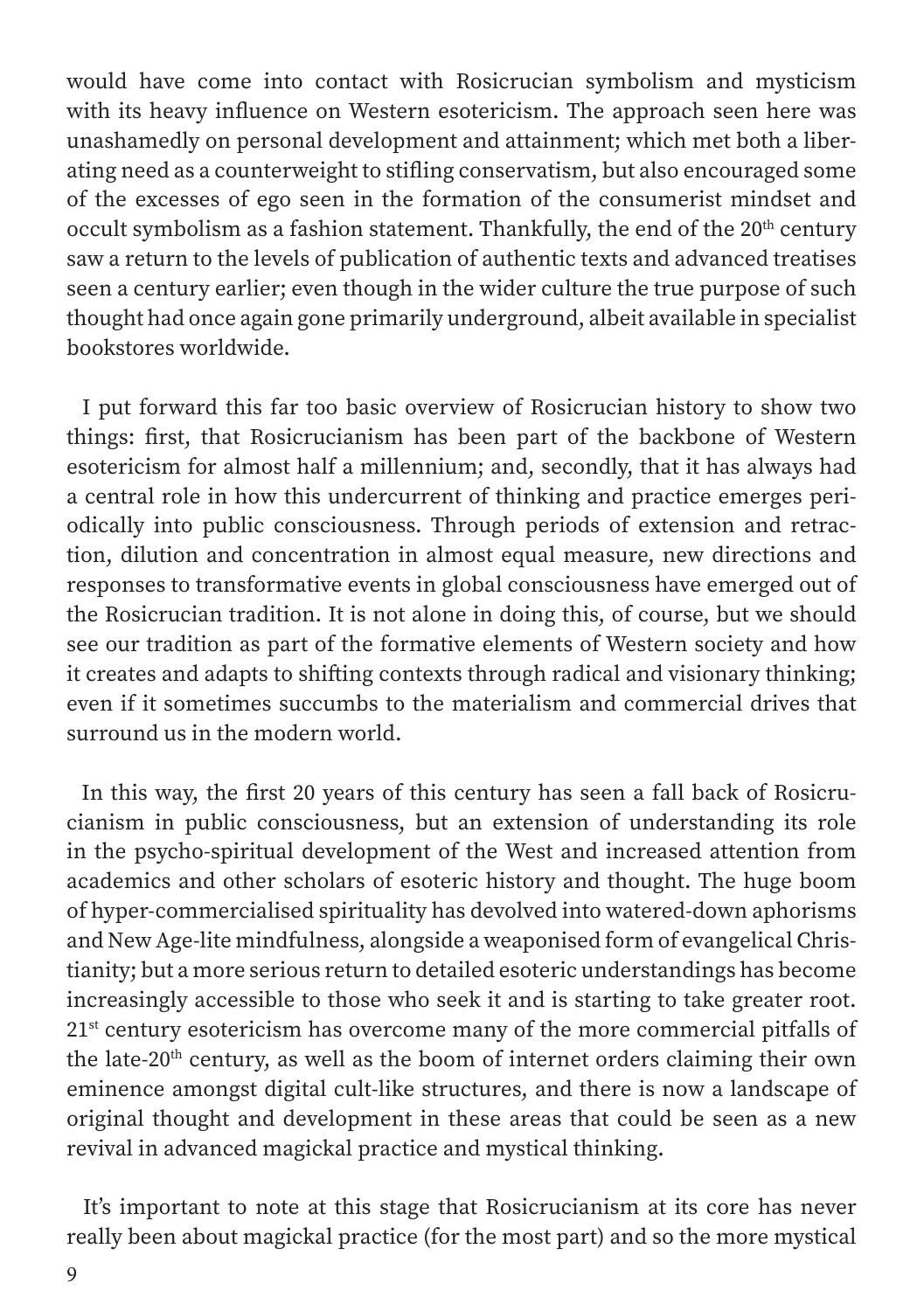would have come into contact with Rosicrucian symbolism and mysticism with its heavy influence on Western esotericism. The approach seen here was unashamedly on personal development and attainment; which met both a liberating need as a counterweight to stifling conservatism, but also encouraged some of the excesses of ego seen in the formation of the consumerist mindset and occult symbolism as a fashion statement. Thankfully, the end of the 20th century saw a return to the levels of publication of authentic texts and advanced treatises seen a century earlier; even though in the wider culture the true purpose of such thought had once again gone primarily underground, albeit available in specialist bookstores worldwide.

I put forward this far too basic overview of Rosicrucian history to show two things: first, that Rosicrucianism has been part of the backbone of Western esotericism for almost half a millennium; and, secondly, that it has always had a central role in how this undercurrent of thinking and practice emerges periodically into public consciousness. Through periods of extension and retraction, dilution and concentration in almost equal measure, new directions and responses to transformative events in global consciousness have emerged out of the Rosicrucian tradition. It is not alone in doing this, of course, but we should see our tradition as part of the formative elements of Western society and how it creates and adapts to shifting contexts through radical and visionary thinking; even if it sometimes succumbs to the materialism and commercial drives that surround us in the modern world.

In this way, the first 20 years of this century has seen a fall back of Rosicrucianism in public consciousness, but an extension of understanding its role in the psycho-spiritual development of the West and increased attention from academics and other scholars of esoteric history and thought. The huge boom of hyper-commercialised spirituality has devolved into watered-down aphorisms and New Age-lite mindfulness, alongside a weaponised form of evangelical Christianity; but a more serious return to detailed esoteric understandings has become increasingly accessible to those who seek it and is starting to take greater root. 21st century esotericism has overcome many of the more commercial pitfalls of the late-20th century, as well as the boom of internet orders claiming their own eminence amongst digital cult-like structures, and there is now a landscape of original thought and development in these areas that could be seen as a new revival in advanced magickal practice and mystical thinking.

It's important to note at this stage that Rosicrucianism at its core has never really been about magickal practice (for the most part) and so the more mystical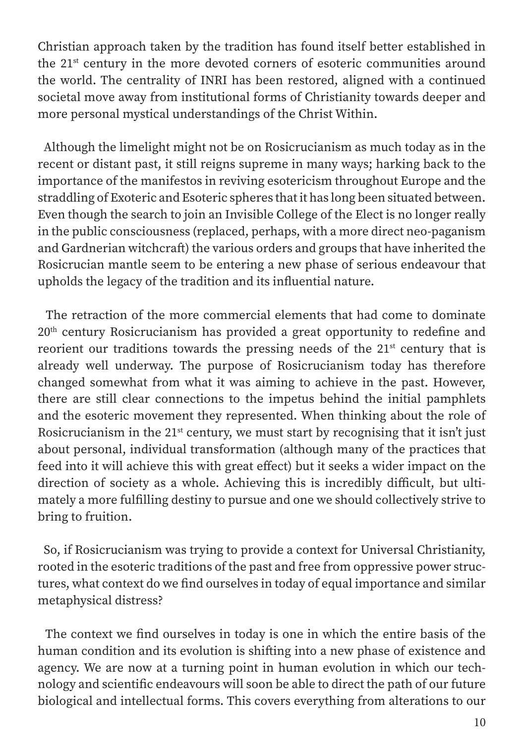Christian approach taken by the tradition has found itself better established in the 21st century in the more devoted corners of esoteric communities around the world. The centrality of INRI has been restored, aligned with a continued societal move away from institutional forms of Christianity towards deeper and more personal mystical understandings of the Christ Within.

Although the limelight might not be on Rosicrucianism as much today as in the recent or distant past, it still reigns supreme in many ways; harking back to the importance of the manifestos in reviving esotericism throughout Europe and the straddling of Exoteric and Esoteric spheres that it has long been situated between. Even though the search to join an Invisible College of the Elect is no longer really in the public consciousness (replaced, perhaps, with a more direct neo-paganism and Gardnerian witchcraft) the various orders and groups that have inherited the Rosicrucian mantle seem to be entering a new phase of serious endeavour that upholds the legacy of the tradition and its influential nature.

The retraction of the more commercial elements that had come to dominate 20th century Rosicrucianism has provided a great opportunity to redefine and reorient our traditions towards the pressing needs of the 21st century that is already well underway. The purpose of Rosicrucianism today has therefore changed somewhat from what it was aiming to achieve in the past. However, there are still clear connections to the impetus behind the initial pamphlets and the esoteric movement they represented. When thinking about the role of Rosicrucianism in the 21st century, we must start by recognising that it isn't just about personal, individual transformation (although many of the practices that feed into it will achieve this with great effect) but it seeks a wider impact on the direction of society as a whole. Achieving this is incredibly difficult, but ultimately a more fulfilling destiny to pursue and one we should collectively strive to bring to fruition.

So, if Rosicrucianism was trying to provide a context for Universal Christianity, rooted in the esoteric traditions of the past and free from oppressive power structures, what context do we find ourselves in today of equal importance and similar metaphysical distress?

The context we find ourselves in today is one in which the entire basis of the human condition and its evolution is shifting into a new phase of existence and agency. We are now at a turning point in human evolution in which our technology and scientific endeavours will soon be able to direct the path of our future biological and intellectual forms. This covers everything from alterations to our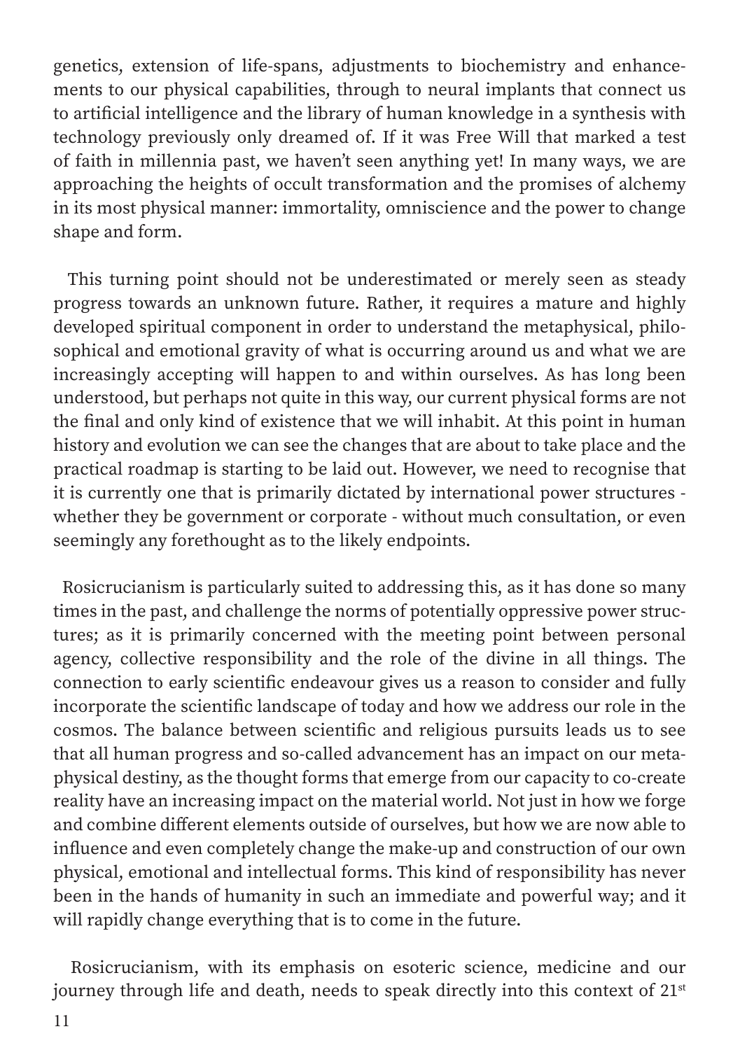genetics, extension of life-spans, adjustments to biochemistry and enhancements to our physical capabilities, through to neural implants that connect us to artificial intelligence and the library of human knowledge in a synthesis with technology previously only dreamed of. If it was Free Will that marked a test of faith in millennia past, we haven't seen anything yet! In many ways, we are approaching the heights of occult transformation and the promises of alchemy in its most physical manner: immortality, omniscience and the power to change shape and form.

This turning point should not be underestimated or merely seen as steady progress towards an unknown future. Rather, it requires a mature and highly developed spiritual component in order to understand the metaphysical, philosophical and emotional gravity of what is occurring around us and what we are increasingly accepting will happen to and within ourselves. As has long been understood, but perhaps not quite in this way, our current physical forms are not the final and only kind of existence that we will inhabit. At this point in human history and evolution we can see the changes that are about to take place and the practical roadmap is starting to be laid out. However, we need to recognise that it is currently one that is primarily dictated by international power structures - whether they be government or corporate - without much consultation, or even seemingly any forethought as to the likely endpoints.

Rosicrucianism is particularly suited to addressing this, as it has done so many times in the past, and challenge the norms of potentially oppressive power structures; as it is primarily concerned with the meeting point between personal agency, collective responsibility and the role of the divine in all things. The connection to early scientific endeavour gives us a reason to consider and fully incorporate the scientific landscape of today and how we address our role in the cosmos. The balance between scientific and religious pursuits leads us to see that all human progress and so-called advancement has an impact on our metaphysical destiny, as the thought forms that emerge from our capacity to co-create reality have an increasing impact on the material world. Not just in how we forge and combine different elements outside of ourselves, but how we are now able to influence and even completely change the make-up and construction of our own physical, emotional and intellectual forms. This kind of responsibility has never been in the hands of humanity in such an immediate and powerful way; and it will rapidly change everything that is to come in the future.

Rosicrucianism, with its emphasis on esoteric science, medicine and our journey through life and death, needs to speak directly into this context of 21st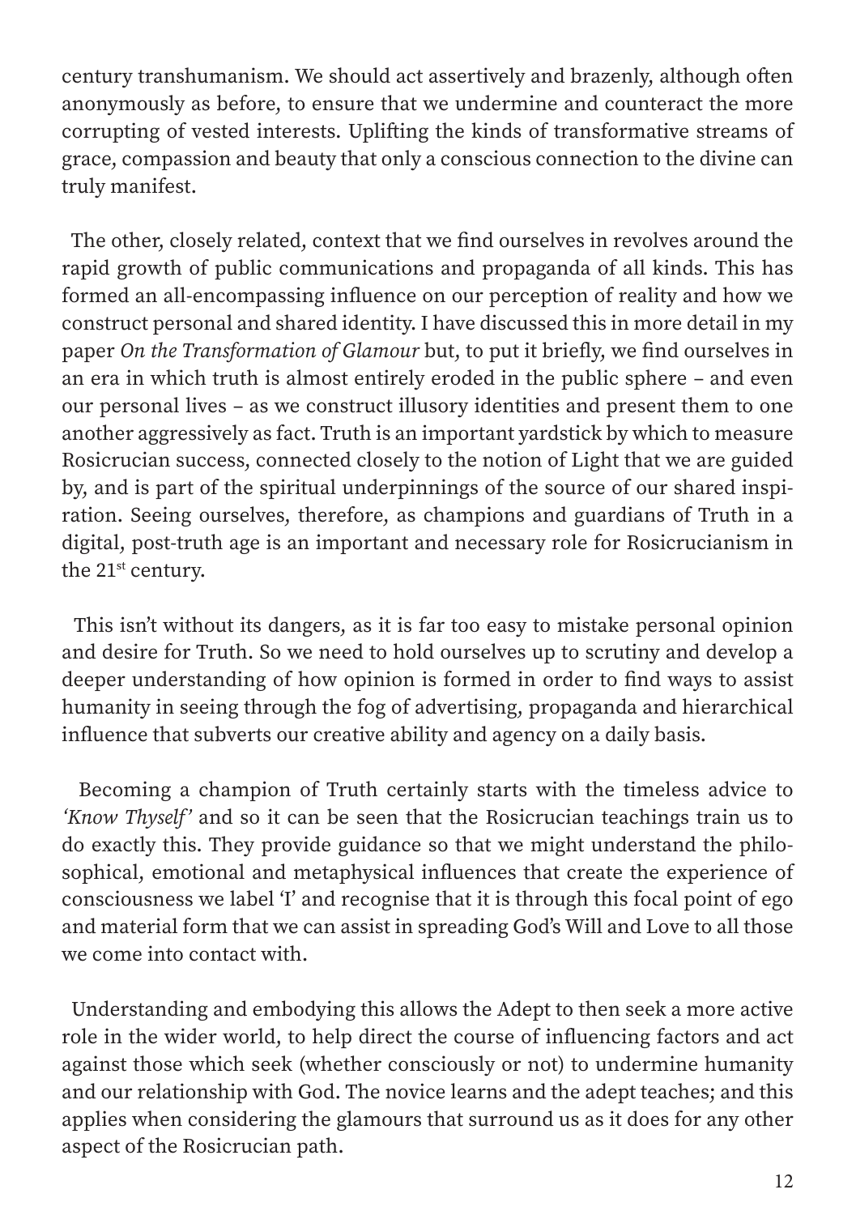century transhumanism. We should act assertively and brazenly, although often anonymously as before, to ensure that we undermine and counteract the more corrupting of vested interests. Uplifting the kinds of transformative streams of grace, compassion and beauty that only a conscious connection to the divine can truly manifest.

The other, closely related, context that we find ourselves in revolves around the rapid growth of public communications and propaganda of all kinds. This has formed an all-encompassing influence on our perception of reality and how we construct personal and shared identity. I have discussed this in more detail in my paper *On the Transformation of Glamour* but, to put it briefly, we find ourselves in an era in which truth is almost entirely eroded in the public sphere – and even our personal lives – as we construct illusory identities and present them to one another aggressively as fact. Truth is an important yardstick by which to measure Rosicrucian success, connected closely to the notion of Light that we are guided by, and is part of the spiritual underpinnings of the source of our shared inspiration. Seeing ourselves, therefore, as champions and guardians of Truth in a digital, post-truth age is an important and necessary role for Rosicrucianism in the 21st century.

This isn't without its dangers, as it is far too easy to mistake personal opinion and desire for Truth. So we need to hold ourselves up to scrutiny and develop a deeper understanding of how opinion is formed in order to find ways to assist humanity in seeing through the fog of advertising, propaganda and hierarchical influence that subverts our creative ability and agency on a daily basis.

Becoming a champion of Truth certainly starts with the timeless advice to *'Know Thyself'* and so it can be seen that the Rosicrucian teachings train us to do exactly this. They provide guidance so that we might understand the philosophical, emotional and metaphysical influences that create the experience of consciousness we label 'I' and recognise that it is through this focal point of ego and material form that we can assist in spreading God's Will and Love to all those we come into contact with.

Understanding and embodying this allows the Adept to then seek a more active role in the wider world, to help direct the course of influencing factors and act against those which seek (whether consciously or not) to undermine humanity and our relationship with God. The novice learns and the adept teaches; and this applies when considering the glamours that surround us as it does for any other aspect of the Rosicrucian path.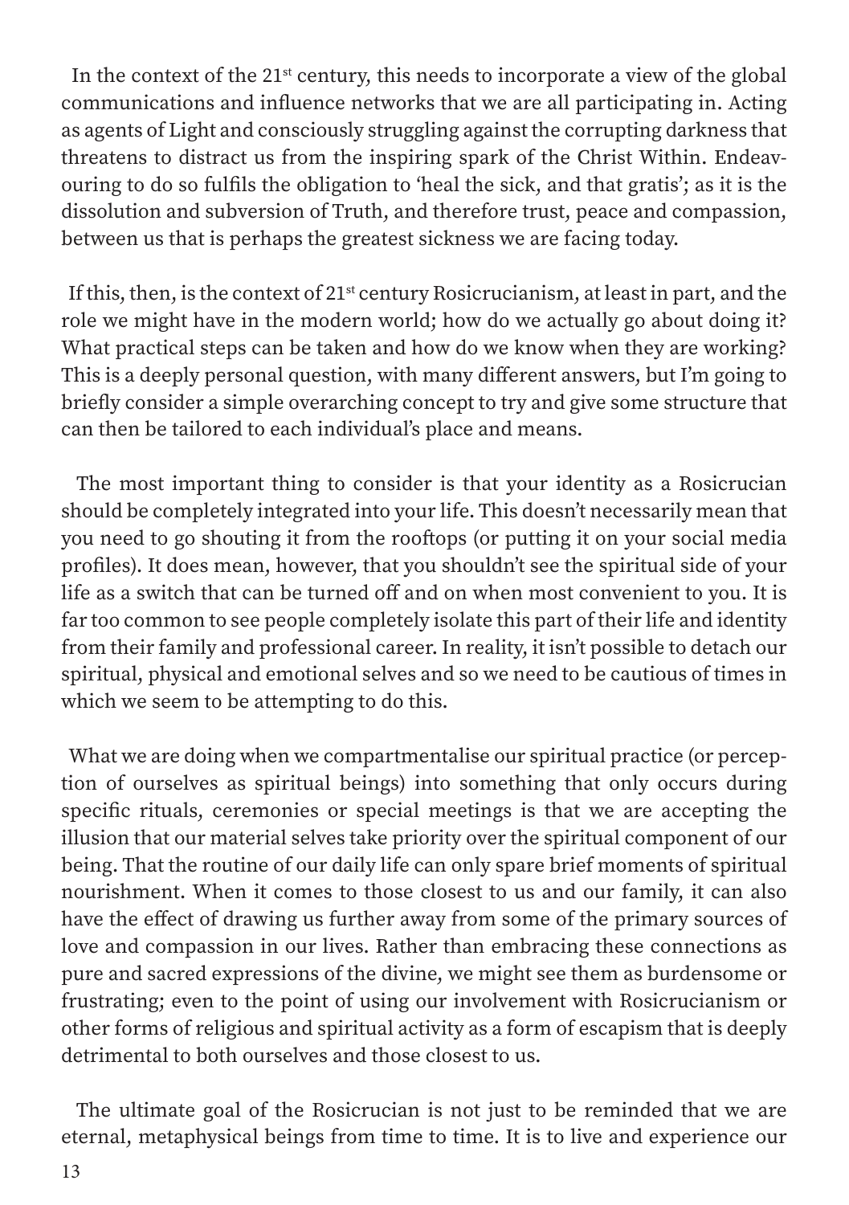In the context of the 21st century, this needs to incorporate a view of the global communications and influence networks that we are all participating in. Acting as agents of Light and consciously struggling against the corrupting darkness that threatens to distract us from the inspiring spark of the Christ Within. Endeavouring to do so fulfils the obligation to 'heal the sick, and that gratis'; as it is the dissolution and subversion of Truth, and therefore trust, peace and compassion, between us that is perhaps the greatest sickness we are facing today.

If this, then, is the context of 21st century Rosicrucianism, at least in part, and the role we might have in the modern world; how do we actually go about doing it? What practical steps can be taken and how do we know when they are working? This is a deeply personal question, with many different answers, but I'm going to briefly consider a simple overarching concept to try and give some structure that can then be tailored to each individual's place and means.

The most important thing to consider is that your identity as a Rosicrucian should be completely integrated into your life. This doesn't necessarily mean that you need to go shouting it from the rooftops (or putting it on your social media profiles). It does mean, however, that you shouldn't see the spiritual side of your life as a switch that can be turned off and on when most convenient to you. It is far too common to see people completely isolate this part of their life and identity from their family and professional career. In reality, it isn't possible to detach our spiritual, physical and emotional selves and so we need to be cautious of times in which we seem to be attempting to do this.

What we are doing when we compartmentalise our spiritual practice (or perception of ourselves as spiritual beings) into something that only occurs during specific rituals, ceremonies or special meetings is that we are accepting the illusion that our material selves take priority over the spiritual component of our being. That the routine of our daily life can only spare brief moments of spiritual nourishment. When it comes to those closest to us and our family, it can also have the effect of drawing us further away from some of the primary sources of love and compassion in our lives. Rather than embracing these connections as pure and sacred expressions of the divine, we might see them as burdensome or frustrating; even to the point of using our involvement with Rosicrucianism or other forms of religious and spiritual activity as a form of escapism that is deeply detrimental to both ourselves and those closest to us.

The ultimate goal of the Rosicrucian is not just to be reminded that we are eternal, metaphysical beings from time to time. It is to live and experience our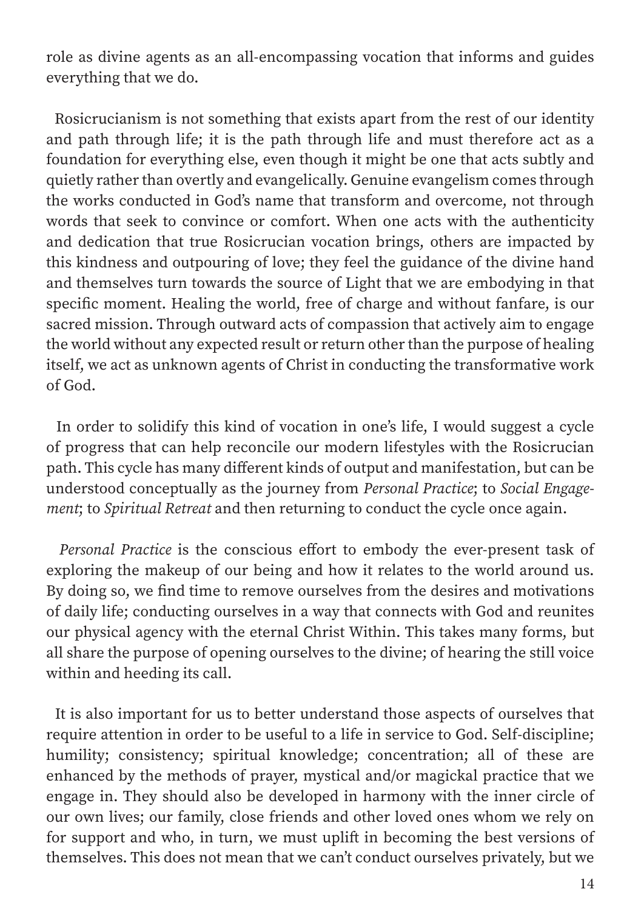role as divine agents as an all-encompassing vocation that informs and guides everything that we do.

Rosicrucianism is not something that exists apart from the rest of our identity and path through life; it is the path through life and must therefore act as a foundation for everything else, even though it might be one that acts subtly and quietly rather than overtly and evangelically. Genuine evangelism comes through the works conducted in God's name that transform and overcome, not through words that seek to convince or comfort. When one acts with the authenticity and dedication that true Rosicrucian vocation brings, others are impacted by this kindness and outpouring of love; they feel the guidance of the divine hand and themselves turn towards the source of Light that we are embodying in that specific moment. Healing the world, free of charge and without fanfare, is our sacred mission. Through outward acts of compassion that actively aim to engage the world without any expected result or return other than the purpose of healing itself, we act as unknown agents of Christ in conducting the transformative work of God.

In order to solidify this kind of vocation in one's life, I would suggest a cycle of progress that can help reconcile our modern lifestyles with the Rosicrucian path. This cycle has many different kinds of output and manifestation, but can be understood conceptually as the journey from *Personal Practice*; to *Social Engagement*; to *Spiritual Retreat* and then returning to conduct the cycle once again.

*Personal Practice* is the conscious effort to embody the ever-present task of exploring the makeup of our being and how it relates to the world around us. By doing so, we find time to remove ourselves from the desires and motivations of daily life; conducting ourselves in a way that connects with God and reunites our physical agency with the eternal Christ Within. This takes many forms, but all share the purpose of opening ourselves to the divine; of hearing the still voice within and heeding its call.

It is also important for us to better understand those aspects of ourselves that require attention in order to be useful to a life in service to God. Self-discipline; humility; consistency; spiritual knowledge; concentration; all of these are enhanced by the methods of prayer, mystical and/or magickal practice that we engage in. They should also be developed in harmony with the inner circle of our own lives; our family, close friends and other loved ones whom we rely on for support and who, in turn, we must uplift in becoming the best versions of themselves. This does not mean that we can't conduct ourselves privately, but we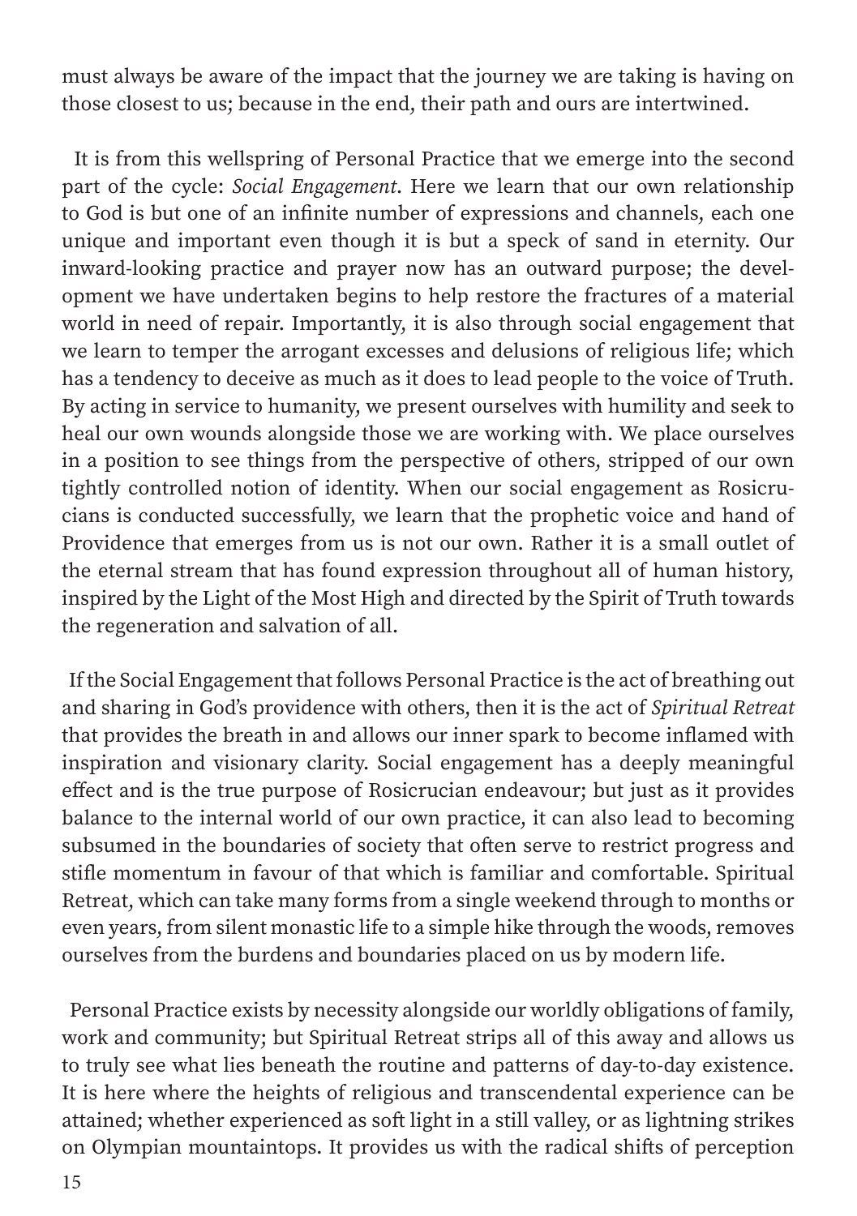must always be aware of the impact that the journey we are taking is having on those closest to us; because in the end, their path and ours are intertwined.

It is from this wellspring of Personal Practice that we emerge into the second part of the cycle: *Social Engagement*. Here we learn that our own relationship to God is but one of an infinite number of expressions and channels, each one unique and important even though it is but a speck of sand in eternity. Our inward-looking practice and prayer now has an outward purpose; the development we have undertaken begins to help restore the fractures of a material world in need of repair. Importantly, it is also through social engagement that we learn to temper the arrogant excesses and delusions of religious life; which has a tendency to deceive as much as it does to lead people to the voice of Truth. By acting in service to humanity, we present ourselves with humility and seek to heal our own wounds alongside those we are working with. We place ourselves in a position to see things from the perspective of others, stripped of our own tightly controlled notion of identity. When our social engagement as Rosicrucians is conducted successfully, we learn that the prophetic voice and hand of Providence that emerges from us is not our own. Rather it is a small outlet of the eternal stream that has found expression throughout all of human history, inspired by the Light of the Most High and directed by the Spirit of Truth towards the regeneration and salvation of all.

If the Social Engagement that follows Personal Practice is the act of breathing out and sharing in God's providence with others, then it is the act of *Spiritual Retreat* that provides the breath in and allows our inner spark to become inflamed with inspiration and visionary clarity. Social engagement has a deeply meaningful effect and is the true purpose of Rosicrucian endeavour; but just as it provides balance to the internal world of our own practice, it can also lead to becoming subsumed in the boundaries of society that often serve to restrict progress and stifle momentum in favour of that which is familiar and comfortable. Spiritual Retreat, which can take many forms from a single weekend through to months or even years, from silent monastic life to a simple hike through the woods, removes ourselves from the burdens and boundaries placed on us by modern life.

Personal Practice exists by necessity alongside our worldly obligations of family, work and community; but Spiritual Retreat strips all of this away and allows us to truly see what lies beneath the routine and patterns of day-to-day existence. It is here where the heights of religious and transcendental experience can be attained; whether experienced as soft light in a still valley, or as lightning strikes on Olympian mountaintops. It provides us with the radical shifts of perception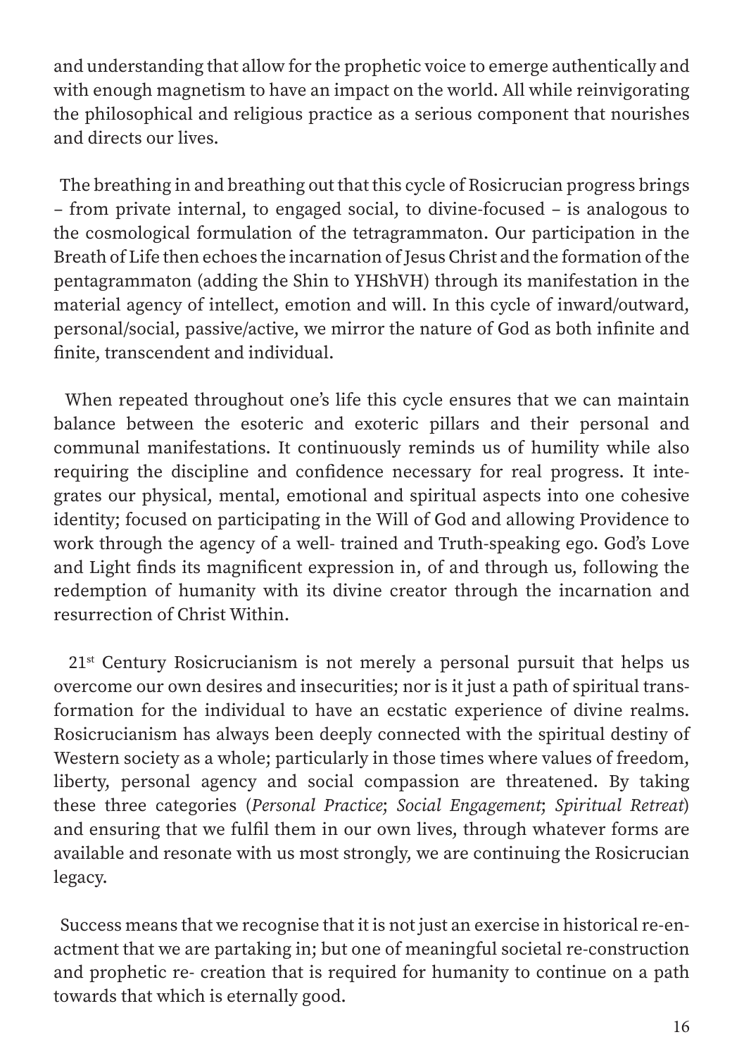and understanding that allow for the prophetic voice to emerge authentically and with enough magnetism to have an impact on the world. All while reinvigorating the philosophical and religious practice as a serious component that nourishes and directs our lives.

The breathing in and breathing out that this cycle of Rosicrucian progress brings – from private internal, to engaged social, to divine-focused – is analogous to the cosmological formulation of the tetragrammaton. Our participation in the Breath of Life then echoes the incarnation of Jesus Christ and the formation of the pentagrammaton (adding the Shin to YHShVH) through its manifestation in the material agency of intellect, emotion and will. In this cycle of inward/outward, personal/social, passive/active, we mirror the nature of God as both infinite and finite, transcendent and individual.

When repeated throughout one's life this cycle ensures that we can maintain balance between the esoteric and exoteric pillars and their personal and communal manifestations. It continuously reminds us of humility while also requiring the discipline and confidence necessary for real progress. It integrates our physical, mental, emotional and spiritual aspects into one cohesive identity; focused on participating in the Will of God and allowing Providence to work through the agency of a well- trained and Truth-speaking ego. God's Love and Light finds its magnificent expression in, of and through us, following the redemption of humanity with its divine creator through the incarnation and resurrection of Christ Within.

21st Century Rosicrucianism is not merely a personal pursuit that helps us overcome our own desires and insecurities; nor is it just a path of spiritual transformation for the individual to have an ecstatic experience of divine realms. Rosicrucianism has always been deeply connected with the spiritual destiny of Western society as a whole; particularly in those times where values of freedom, liberty, personal agency and social compassion are threatened. By taking these three categories (*Personal Practice*; *Social Engagement*; *Spiritual Retreat*) and ensuring that we fulfil them in our own lives, through whatever forms are available and resonate with us most strongly, we are continuing the Rosicrucian legacy.

Success means that we recognise that it is not just an exercise in historical re-enactment that we are partaking in; but one of meaningful societal re-construction and prophetic re- creation that is required for humanity to continue on a path towards that which is eternally good.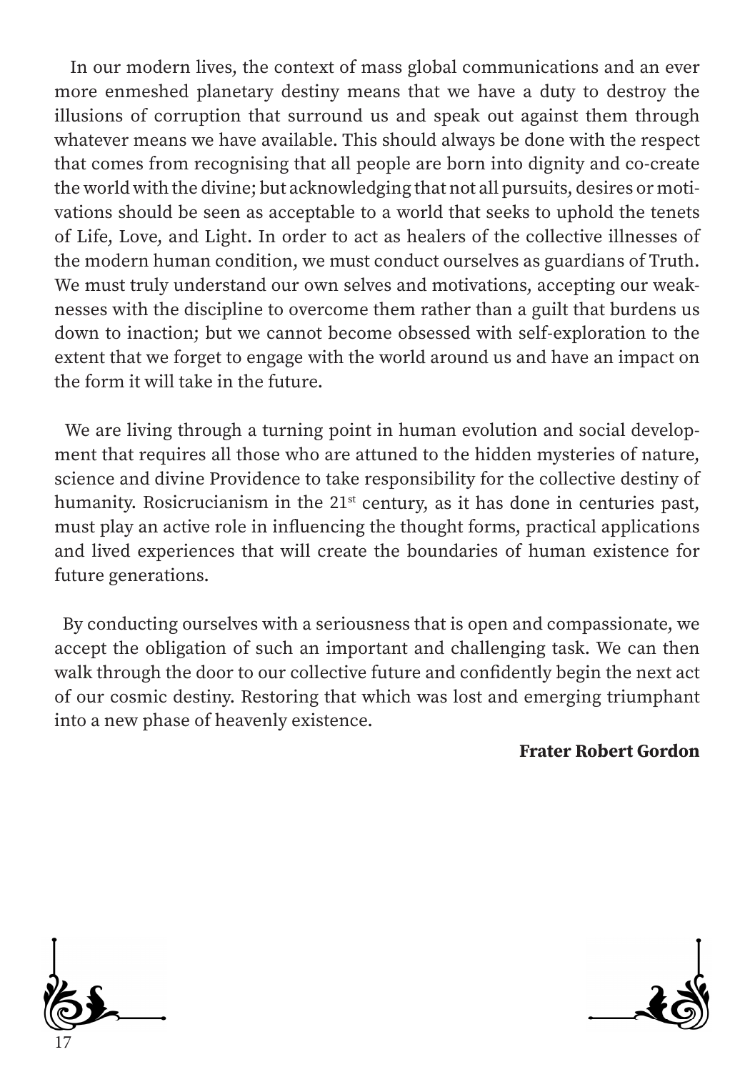In our modern lives, the context of mass global communications and an ever more enmeshed planetary destiny means that we have a duty to destroy the illusions of corruption that surround us and speak out against them through whatever means we have available. This should always be done with the respect that comes from recognising that all people are born into dignity and co-create the world with the divine; but acknowledging that not all pursuits, desires or motivations should be seen as acceptable to a world that seeks to uphold the tenets of Life, Love, and Light. In order to act as healers of the collective illnesses of the modern human condition, we must conduct ourselves as guardians of Truth. We must truly understand our own selves and motivations, accepting our weaknesses with the discipline to overcome them rather than a guilt that burdens us down to inaction; but we cannot become obsessed with self-exploration to the extent that we forget to engage with the world around us and have an impact on the form it will take in the future.

We are living through a turning point in human evolution and social development that requires all those who are attuned to the hidden mysteries of nature, science and divine Providence to take responsibility for the collective destiny of humanity. Rosicrucianism in the 21st century, as it has done in centuries past, must play an active role in influencing the thought forms, practical applications and lived experiences that will create the boundaries of human existence for future generations.

By conducting ourselves with a seriousness that is open and compassionate, we accept the obligation of such an important and challenging task. We can then walk through the door to our collective future and confidently begin the next act of our cosmic destiny. Restoring that which was lost and emerging triumphant into a new phase of heavenly existence.

**Frater Robert Gordon**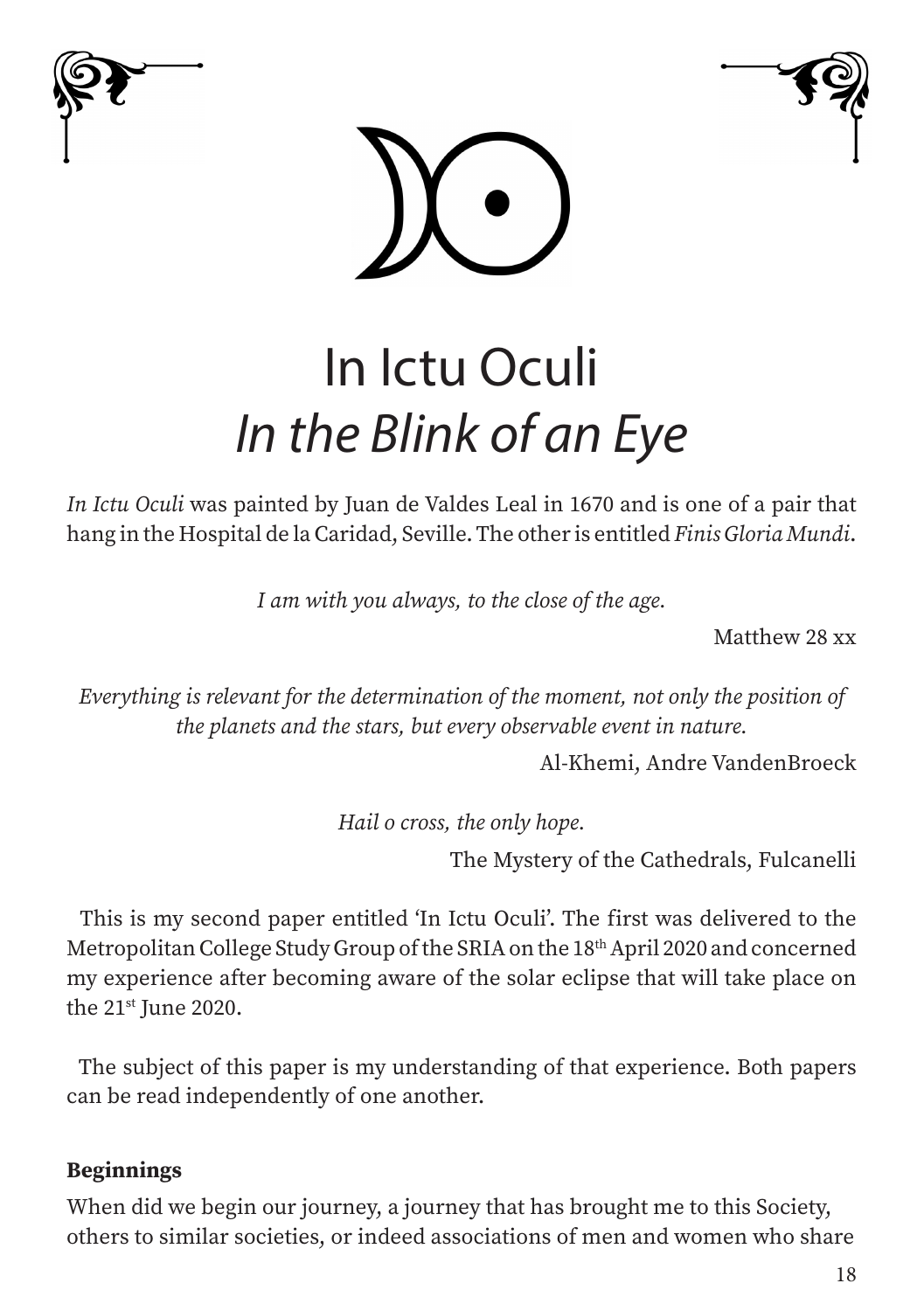# In Ictu Oculi
## *In the Blink of an Eye*

*In Ictu Oculi* was painted by Juan de Valdes Leal in 1670 and is one of a pair that hang in the Hospital de la Caridad, Seville. The other is entitled *Finis Gloria Mundi*.

*I am with you always, to the close of the age.*

Matthew 28 xx

*Everything is relevant for the determination of the moment, not only the position of the planets and the stars, but every observable event in nature.*

Al-Khemi, Andre VandenBroeck

*Hail o cross, the only hope.*

The Mystery of the Cathedrals, Fulcanelli

This is my second paper entitled 'In Ictu Oculi'. The first was delivered to the Metropolitan College Study Group of the SRIA on the 18th April 2020 and concerned my experience after becoming aware of the solar eclipse that will take place on the 21st June 2020.

The subject of this paper is my understanding of that experience. Both papers can be read independently of one another.

**Beginnings**

When did we begin our journey, a journey that has brought me to this Society, others to similar societies, or indeed associations of men and women who share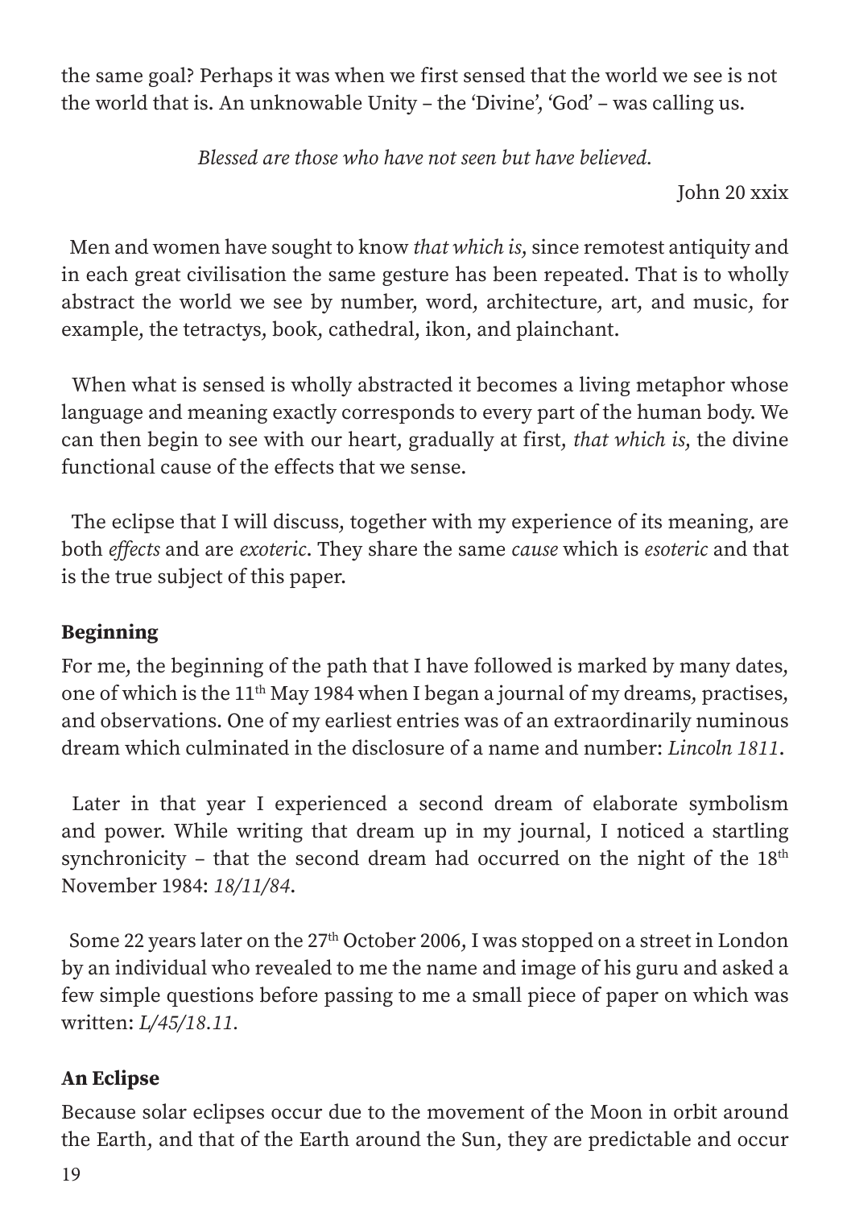the same goal? Perhaps it was when we first sensed that the world we see is not the world that is. An unknowable Unity – the 'Divine', 'God' – was calling us.

*Blessed are those who have not seen but have believed.*

John 20 xxix

Men and women have sought to know *that which is*, since remotest antiquity and in each great civilisation the same gesture has been repeated. That is to wholly abstract the world we see by number, word, architecture, art, and music, for example, the tetractys, book, cathedral, ikon, and plainchant.

When what is sensed is wholly abstracted it becomes a living metaphor whose language and meaning exactly corresponds to every part of the human body. We can then begin to see with our heart, gradually at first, *that which is*, the divine functional cause of the effects that we sense.

The eclipse that I will discuss, together with my experience of its meaning, are both *effects* and are *exoteric*. They share the same *cause* which is *esoteric* and that is the true subject of this paper.

## Beginning

For me, the beginning of the path that I have followed is marked by many dates, one of which is the 11th May 1984 when I began a journal of my dreams, practises, and observations. One of my earliest entries was of an extraordinarily numinous dream which culminated in the disclosure of a name and number: *Lincoln 1811*.

Later in that year I experienced a second dream of elaborate symbolism and power. While writing that dream up in my journal, I noticed a startling synchronicity – that the second dream had occurred on the night of the 18th November 1984: *18/11/84*.

Some 22 years later on the 27th October 2006, I was stopped on a street in London by an individual who revealed to me the name and image of his guru and asked a few simple questions before passing to me a small piece of paper on which was written: *L/45/18.11*.

## An Eclipse

Because solar eclipses occur due to the movement of the Moon in orbit around the Earth, and that of the Earth around the Sun, they are predictable and occur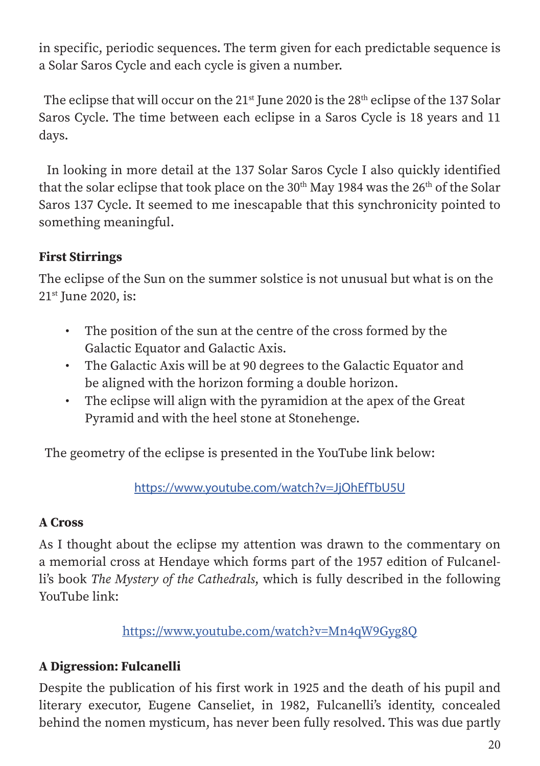in specific, periodic sequences. The term given for each predictable sequence is a Solar Saros Cycle and each cycle is given a number.

The eclipse that will occur on the 21st June 2020 is the 28th eclipse of the 137 Solar Saros Cycle. The time between each eclipse in a Saros Cycle is 18 years and 11 days.

In looking in more detail at the 137 Solar Saros Cycle I also quickly identified that the solar eclipse that took place on the 30th May 1984 was the 26th of the Solar Saros 137 Cycle. It seemed to me inescapable that this synchronicity pointed to something meaningful.

### First Stirrings

The eclipse of the Sun on the summer solstice is not unusual but what is on the 21st June 2020, is:

- The position of the sun at the centre of the cross formed by the Galactic Equator and Galactic Axis.
- The Galactic Axis will be at 90 degrees to the Galactic Equator and be aligned with the horizon forming a double horizon.
- The eclipse will align with the pyramidion at the apex of the Great Pyramid and with the heel stone at Stonehenge.

The geometry of the eclipse is presented in the YouTube link below:

https://www.youtube.com/watch?v=JjOhEfTbU5U

### A Cross

As I thought about the eclipse my attention was drawn to the commentary on a memorial cross at Hendaye which forms part of the 1957 edition of Fulcanelli's book *The Mystery of the Cathedrals,* which is fully described in the following YouTube link:

https://www.youtube.com/watch?v=Mn4qW9Gyg8Q

### A Digression: Fulcanelli

Despite the publication of his first work in 1925 and the death of his pupil and literary executor, Eugene Canseliet, in 1982, Fulcanelli's identity, concealed behind the nomen mysticum, has never been fully resolved. This was due partly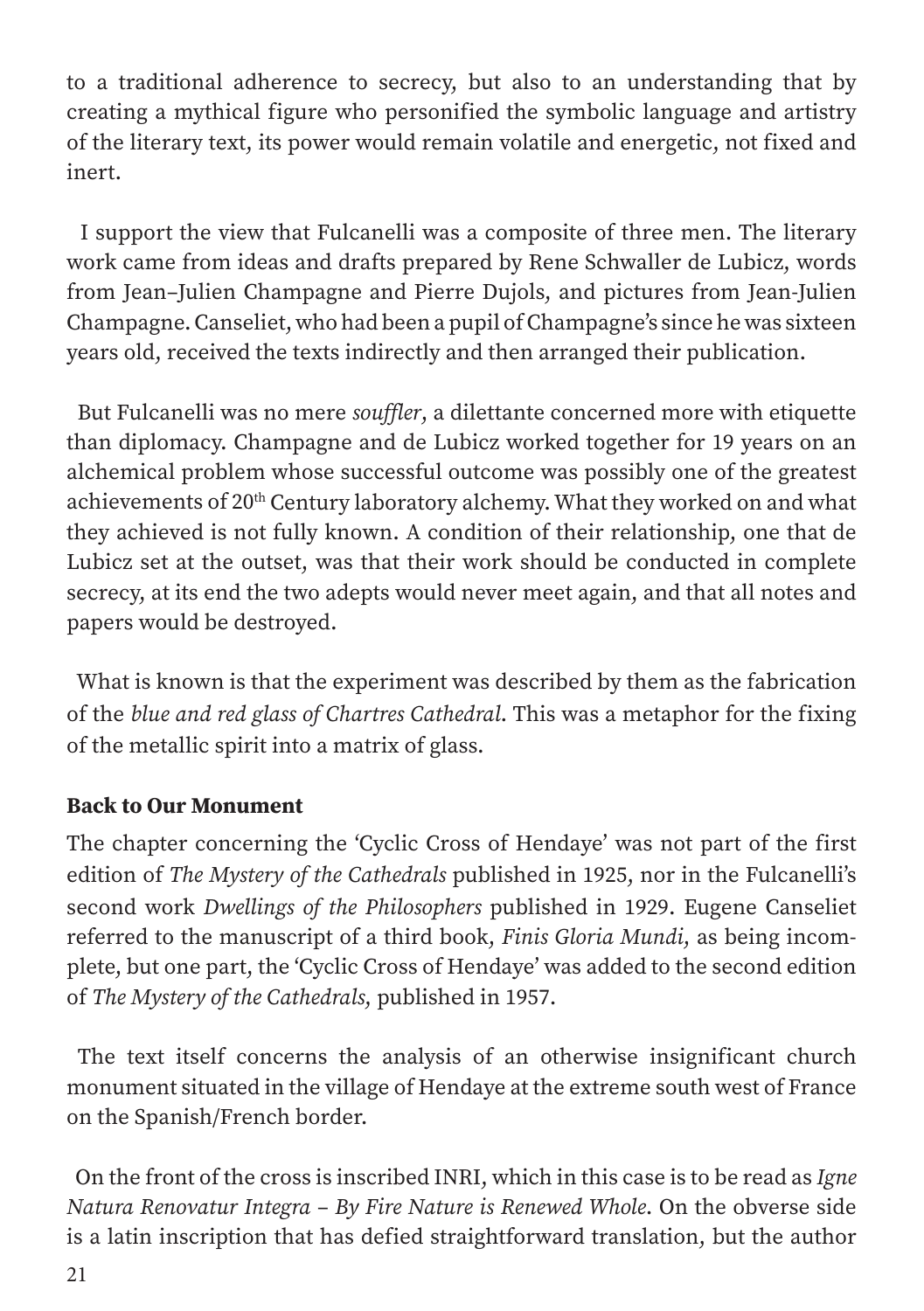to a traditional adherence to secrecy, but also to an understanding that by creating a mythical figure who personified the symbolic language and artistry of the literary text, its power would remain volatile and energetic, not fixed and inert.

I support the view that Fulcanelli was a composite of three men. The literary work came from ideas and drafts prepared by Rene Schwaller de Lubicz, words from Jean–Julien Champagne and Pierre Dujols, and pictures from Jean-Julien Champagne. Canseliet, who had been a pupil of Champagne's since he was sixteen years old, received the texts indirectly and then arranged their publication.

But Fulcanelli was no mere *souffler*, a dilettante concerned more with etiquette than diplomacy. Champagne and de Lubicz worked together for 19 years on an alchemical problem whose successful outcome was possibly one of the greatest achievements of 20th Century laboratory alchemy. What they worked on and what they achieved is not fully known. A condition of their relationship, one that de Lubicz set at the outset, was that their work should be conducted in complete secrecy, at its end the two adepts would never meet again, and that all notes and papers would be destroyed.

What is known is that the experiment was described by them as the fabrication of the *blue and red glass of Chartres Cathedral*. This was a metaphor for the fixing of the metallic spirit into a matrix of glass.

**Back to Our Monument**

The chapter concerning the 'Cyclic Cross of Hendaye' was not part of the first edition of *The Mystery of the Cathedrals* published in 1925, nor in the Fulcanelli's second work *Dwellings of the Philosophers* published in 1929. Eugene Canseliet referred to the manuscript of a third book, *Finis Gloria Mundi*, as being incomplete, but one part, the 'Cyclic Cross of Hendaye' was added to the second edition of *The Mystery of the Cathedrals*, published in 1957.

The text itself concerns the analysis of an otherwise insignificant church monument situated in the village of Hendaye at the extreme south west of France on the Spanish/French border.

On the front of the cross is inscribed INRI, which in this case is to be read as *Igne Natura Renovatur Integra – By Fire Nature is Renewed Whole*. On the obverse side is a latin inscription that has defied straightforward translation, but the author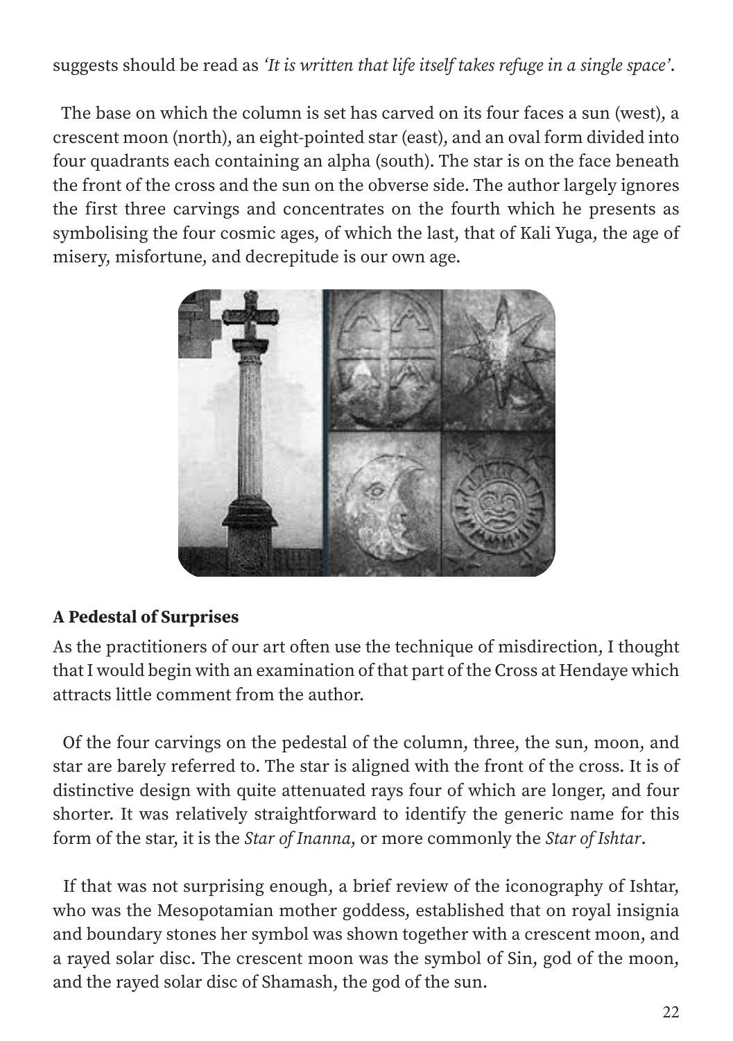suggests should be read as *'It is written that life itself takes refuge in a single space'*.

The base on which the column is set has carved on its four faces a sun (west), a crescent moon (north), an eight-pointed star (east), and an oval form divided into four quadrants each containing an alpha (south). The star is on the face beneath the front of the cross and the sun on the obverse side. The author largely ignores the first three carvings and concentrates on the fourth which he presents as symbolising the four cosmic ages, of which the last, that of Kali Yuga, the age of misery, misfortune, and decrepitude is our own age.

### A Pedestal of Surprises

As the practitioners of our art often use the technique of misdirection, I thought that I would begin with an examination of that part of the Cross at Hendaye which attracts little comment from the author.

Of the four carvings on the pedestal of the column, three, the sun, moon, and star are barely referred to. The star is aligned with the front of the cross. It is of distinctive design with quite attenuated rays four of which are longer, and four shorter. It was relatively straightforward to identify the generic name for this form of the star, it is the *Star of Inanna*, or more commonly the *Star of Ishtar*.

If that was not surprising enough, a brief review of the iconography of Ishtar, who was the Mesopotamian mother goddess, established that on royal insignia and boundary stones her symbol was shown together with a crescent moon, and a rayed solar disc. The crescent moon was the symbol of Sin, god of the moon, and the rayed solar disc of Shamash, the god of the sun.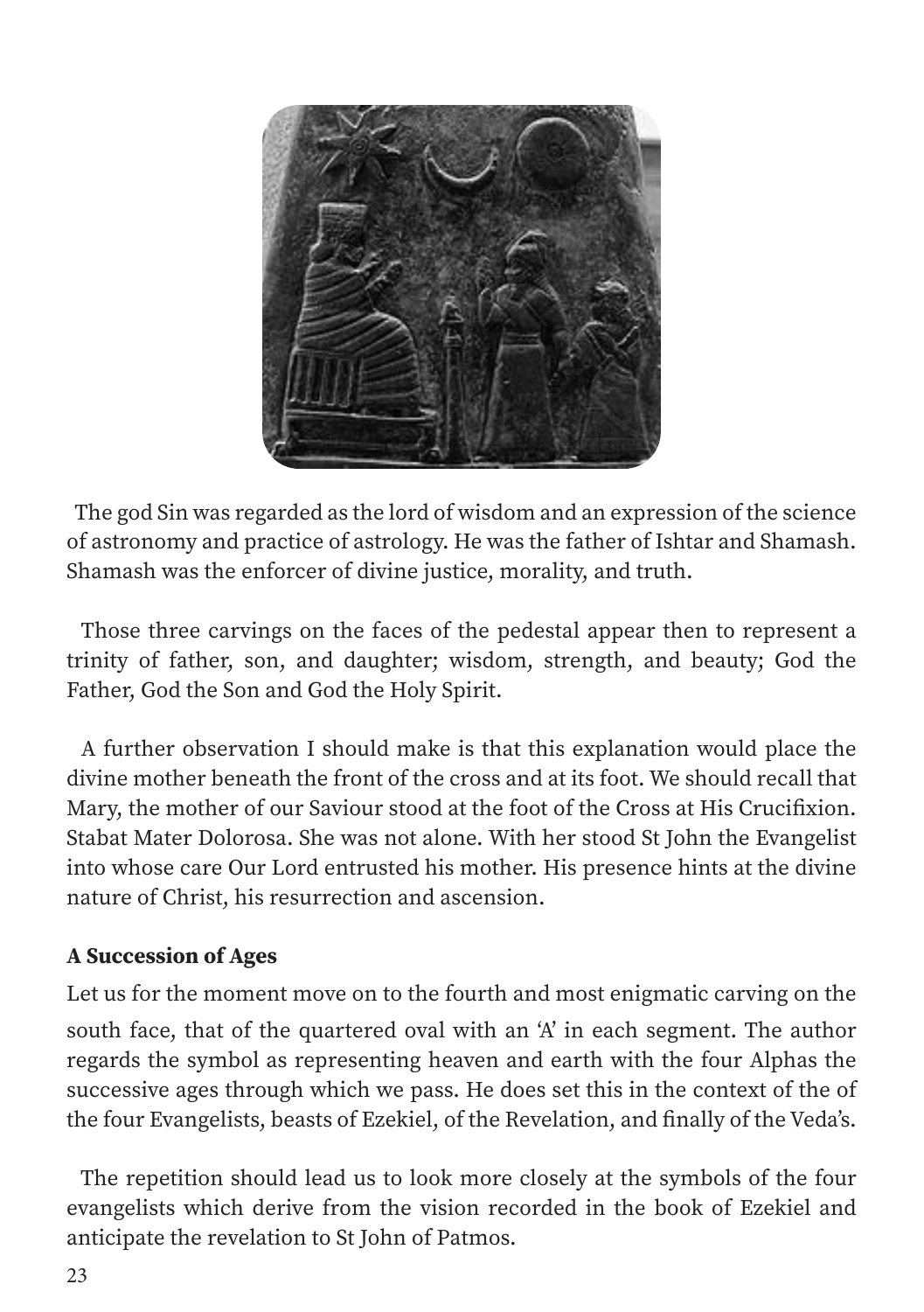The god Sin was regarded as the lord of wisdom and an expression of the science of astronomy and practice of astrology. He was the father of Ishtar and Shamash. Shamash was the enforcer of divine justice, morality, and truth.

Those three carvings on the faces of the pedestal appear then to represent a trinity of father, son, and daughter; wisdom, strength, and beauty; God the Father, God the Son and God the Holy Spirit.

A further observation I should make is that this explanation would place the divine mother beneath the front of the cross and at its foot. We should recall that Mary, the mother of our Saviour stood at the foot of the Cross at His Crucifixion. Stabat Mater Dolorosa. She was not alone. With her stood St John the Evangelist into whose care Our Lord entrusted his mother. His presence hints at the divine nature of Christ, his resurrection and ascension.

**A Succession of Ages**

Let us for the moment move on to the fourth and most enigmatic carving on the south face, that of the quartered oval with an 'A' in each segment. The author regards the symbol as representing heaven and earth with the four Alphas the successive ages through which we pass. He does set this in the context of the of the four Evangelists, beasts of Ezekiel, of the Revelation, and finally of the Veda's.

The repetition should lead us to look more closely at the symbols of the four evangelists which derive from the vision recorded in the book of Ezekiel and anticipate the revelation to St John of Patmos.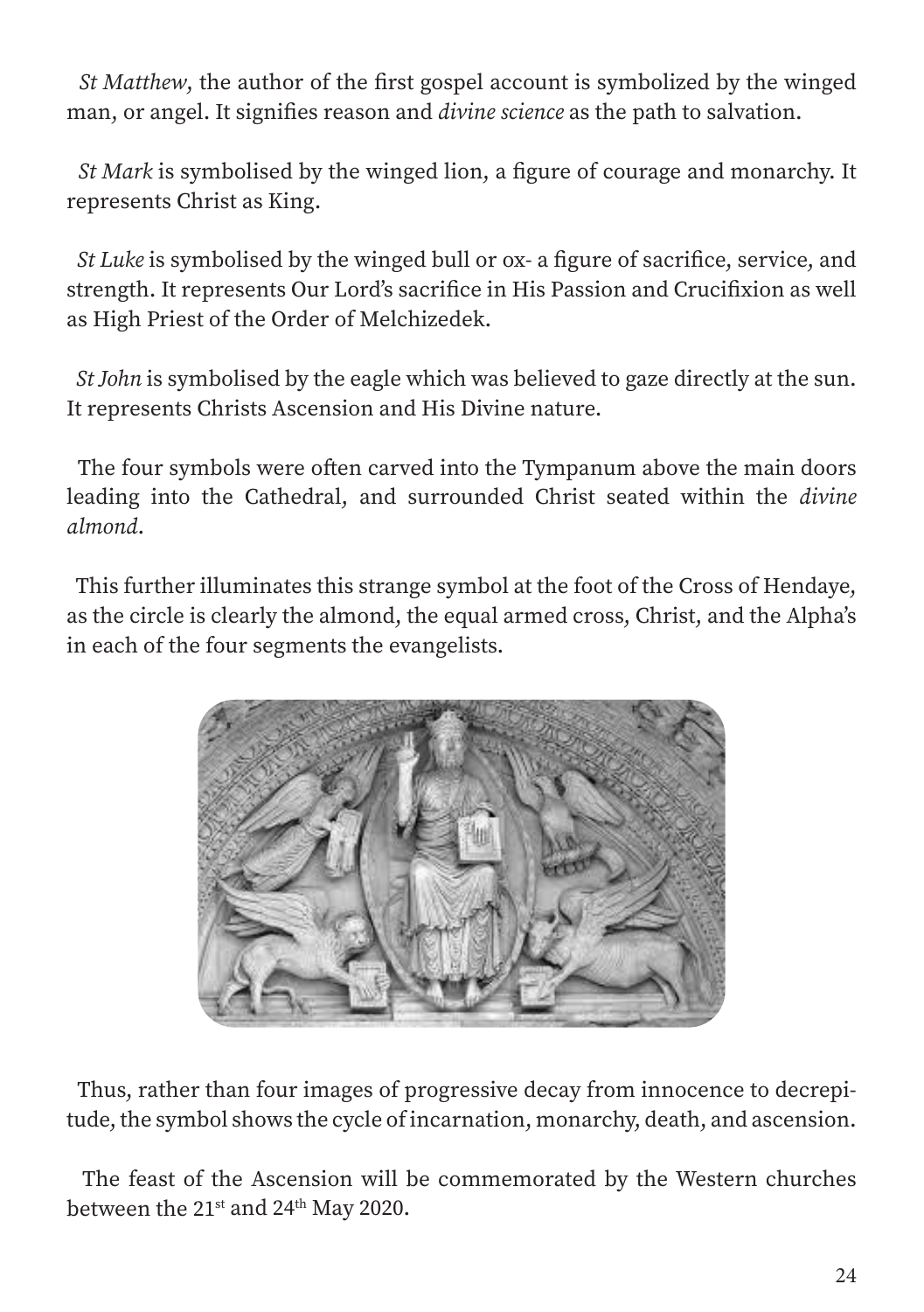*St Matthew,* the author of the first gospel account is symbolized by the winged man, or angel. It signifies reason and *divine science* as the path to salvation.

*St Mark* is symbolised by the winged lion, a figure of courage and monarchy. It represents Christ as King.

*St Luke* is symbolised by the winged bull or ox- a figure of sacrifice, service, and strength. It represents Our Lord's sacrifice in His Passion and Crucifixion as well as High Priest of the Order of Melchizedek.

*St John* is symbolised by the eagle which was believed to gaze directly at the sun. It represents Christs Ascension and His Divine nature.

The four symbols were often carved into the Tympanum above the main doors leading into the Cathedral, and surrounded Christ seated within the *divine almond*.

This further illuminates this strange symbol at the foot of the Cross of Hendaye, as the circle is clearly the almond, the equal armed cross, Christ, and the Alpha's in each of the four segments the evangelists.

Thus, rather than four images of progressive decay from innocence to decrepitude, the symbol shows the cycle of incarnation, monarchy, death, and ascension.

The feast of the Ascension will be commemorated by the Western churches between the 21st and 24th May 2020.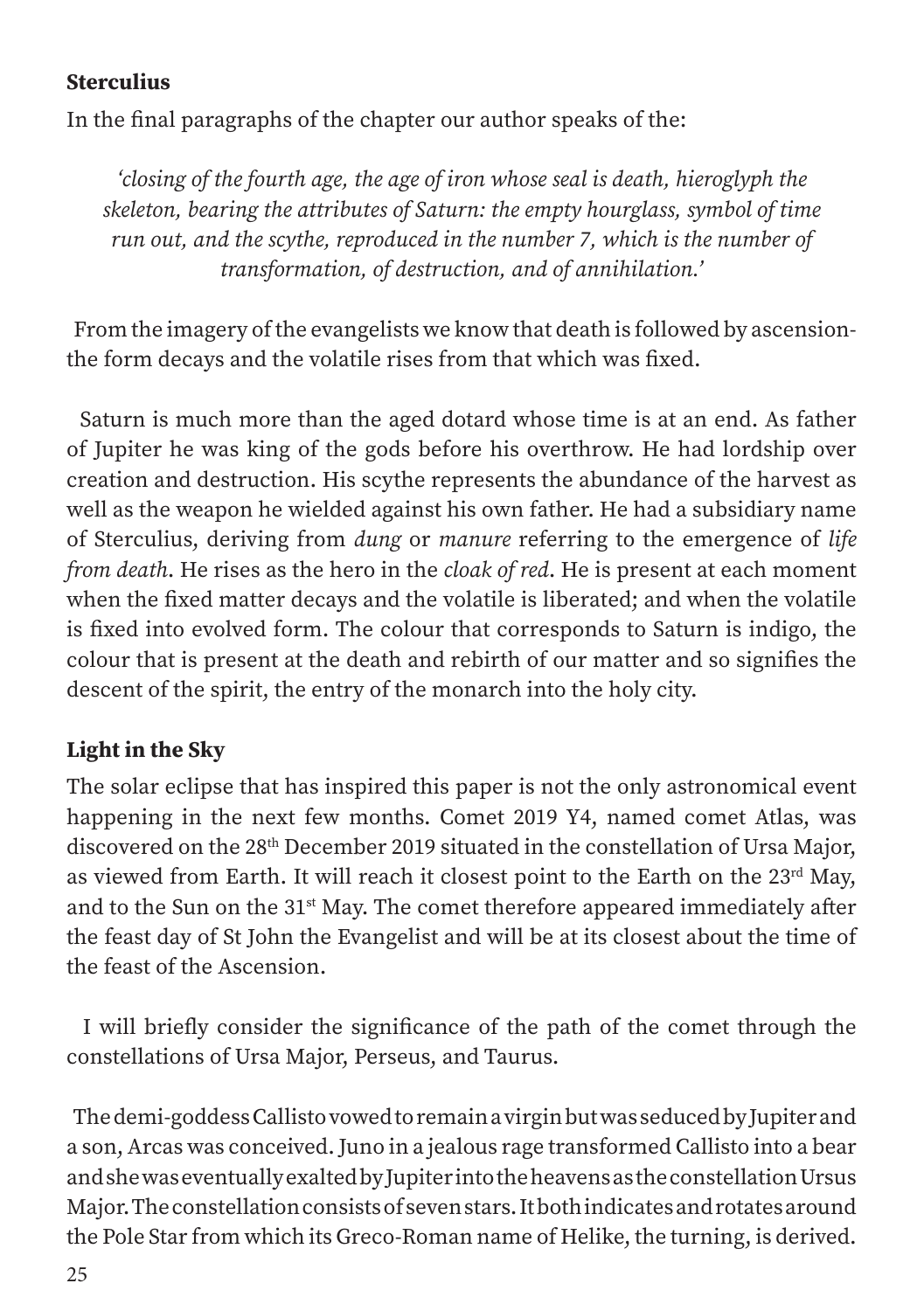### **Sterculius**

In the final paragraphs of the chapter our author speaks of the:

> *'closing of the fourth age, the age of iron whose seal is death, hieroglyph the skeleton, bearing the attributes of Saturn: the empty hourglass, symbol of time run out, and the scythe, reproduced in the number 7, which is the number of transformation, of destruction, and of annihilation.'*

From the imagery of the evangelists we know that death is followed by ascension- the form decays and the volatile rises from that which was fixed.

Saturn is much more than the aged dotard whose time is at an end. As father of Jupiter he was king of the gods before his overthrow. He had lordship over creation and destruction. His scythe represents the abundance of the harvest as well as the weapon he wielded against his own father. He had a subsidiary name of Sterculius, deriving from *dung* or *manure* referring to the emergence of *life from death*. He rises as the hero in the *cloak of red*. He is present at each moment when the fixed matter decays and the volatile is liberated; and when the volatile is fixed into evolved form. The colour that corresponds to Saturn is indigo, the colour that is present at the death and rebirth of our matter and so signifies the descent of the spirit, the entry of the monarch into the holy city.

### **Light in the Sky**

The solar eclipse that has inspired this paper is not the only astronomical event happening in the next few months. Comet 2019 Y4, named comet Atlas, was discovered on the 28th December 2019 situated in the constellation of Ursa Major, as viewed from Earth. It will reach it closest point to the Earth on the 23rd May, and to the Sun on the 31st May. The comet therefore appeared immediately after the feast day of St John the Evangelist and will be at its closest about the time of the feast of the Ascension.

I will briefly consider the significance of the path of the comet through the constellations of Ursa Major, Perseus, and Taurus.

The demi-goddess Callisto vowed to remain a virgin but was seduced by Jupiter and a son, Arcas was conceived. Juno in a jealous rage transformed Callisto into a bear and she was eventually exalted by Jupiter into the heavens as the constellation Ursus Major. The constellation consists of seven stars. It both indicates and rotates around the Pole Star from which its Greco-Roman name of Helike, the turning, is derived.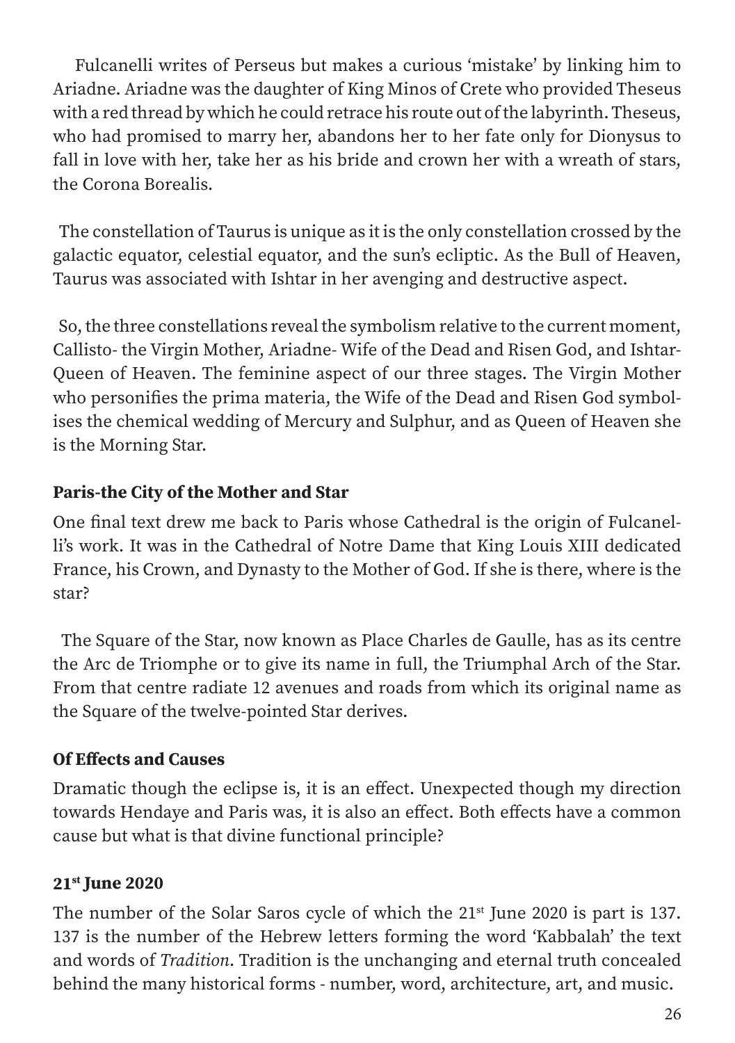Fulcanelli writes of Perseus but makes a curious 'mistake' by linking him to Ariadne. Ariadne was the daughter of King Minos of Crete who provided Theseus with a red thread by which he could retrace his route out of the labyrinth. Theseus, who had promised to marry her, abandons her to her fate only for Dionysus to fall in love with her, take her as his bride and crown her with a wreath of stars, the Corona Borealis.

The constellation of Taurus is unique as it is the only constellation crossed by the galactic equator, celestial equator, and the sun's ecliptic. As the Bull of Heaven, Taurus was associated with Ishtar in her avenging and destructive aspect.

So, the three constellations reveal the symbolism relative to the current moment, Callisto- the Virgin Mother, Ariadne- Wife of the Dead and Risen God, and Ishtar- Queen of Heaven. The feminine aspect of our three stages. The Virgin Mother who personifies the prima materia, the Wife of the Dead and Risen God symbolises the chemical wedding of Mercury and Sulphur, and as Queen of Heaven she is the Morning Star.

### Paris-the City of the Mother and Star

One final text drew me back to Paris whose Cathedral is the origin of Fulcanelli's work. It was in the Cathedral of Notre Dame that King Louis XIII dedicated France, his Crown, and Dynasty to the Mother of God. If she is there, where is the star?

The Square of the Star, now known as Place Charles de Gaulle, has as its centre the Arc de Triomphe or to give its name in full, the Triumphal Arch of the Star. From that centre radiate 12 avenues and roads from which its original name as the Square of the twelve-pointed Star derives.

### Of Effects and Causes

Dramatic though the eclipse is, it is an effect. Unexpected though my direction towards Hendaye and Paris was, it is also an effect. Both effects have a common cause but what is that divine functional principle?

### 21st June 2020

The number of the Solar Saros cycle of which the 21st June 2020 is part is 137. 137 is the number of the Hebrew letters forming the word 'Kabbalah' the text and words of *Tradition*. Tradition is the unchanging and eternal truth concealed behind the many historical forms - number, word, architecture, art, and music.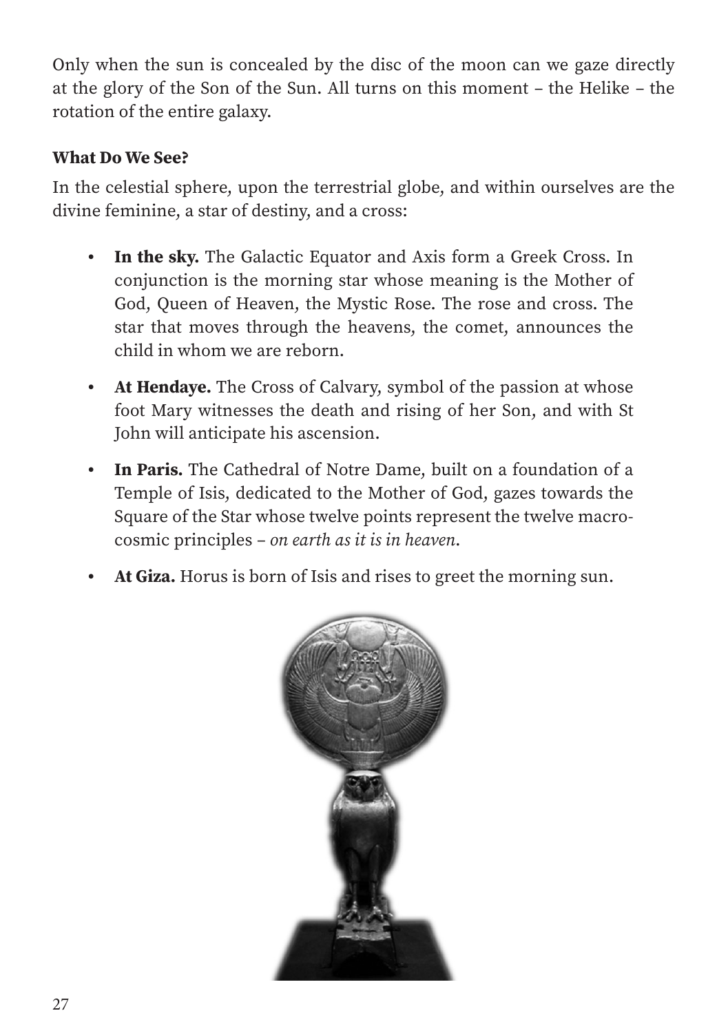Only when the sun is concealed by the disc of the moon can we gaze directly at the glory of the Son of the Sun. All turns on this moment – the Helike – the rotation of the entire galaxy.

### What Do We See?

In the celestial sphere, upon the terrestrial globe, and within ourselves are the divine feminine, a star of destiny, and a cross:

- **In the sky.** The Galactic Equator and Axis form a Greek Cross. In conjunction is the morning star whose meaning is the Mother of God, Queen of Heaven, the Mystic Rose. The rose and cross. The star that moves through the heavens, the comet, announces the child in whom we are reborn.
- **At Hendaye.** The Cross of Calvary, symbol of the passion at whose foot Mary witnesses the death and rising of her Son, and with St John will anticipate his ascension.
- **In Paris.** The Cathedral of Notre Dame, built on a foundation of a Temple of Isis, dedicated to the Mother of God, gazes towards the Square of the Star whose twelve points represent the twelve macrocosmic principles – *on earth as it is in heaven*.
- **At Giza.** Horus is born of Isis and rises to greet the morning sun.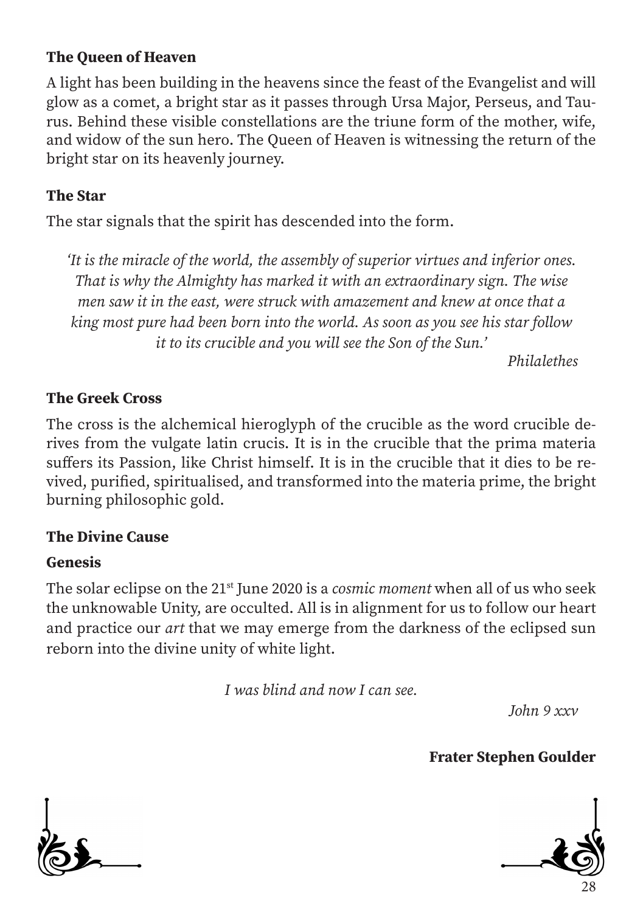### The Queen of Heaven

A light has been building in the heavens since the feast of the Evangelist and will glow as a comet, a bright star as it passes through Ursa Major, Perseus, and Taurus. Behind these visible constellations are the triune form of the mother, wife, and widow of the sun hero. The Queen of Heaven is witnessing the return of the bright star on its heavenly journey.

### The Star

The star signals that the spirit has descended into the form.

> *'It is the miracle of the world, the assembly of superior virtues and inferior ones. That is why the Almighty has marked it with an extraordinary sign. The wise men saw it in the east, were struck with amazement and knew at once that a king most pure had been born into the world. As soon as you see his star follow it to its crucible and you will see the Son of the Sun.'*
>
> *Philalethes*

### The Greek Cross

The cross is the alchemical hieroglyph of the crucible as the word crucible derives from the vulgate latin crucis. It is in the crucible that the prima materia suffers its Passion, like Christ himself. It is in the crucible that it dies to be revived, purified, spiritualised, and transformed into the materia prime, the bright burning philosophic gold.

### The Divine Cause

### Genesis

The solar eclipse on the 21st June 2020 is a *cosmic moment* when all of us who seek the unknowable Unity, are occulted. All is in alignment for us to follow our heart and practice our *art* that we may emerge from the darkness of the eclipsed sun reborn into the divine unity of white light.

> *I was blind and now I can see.*
>
> *John 9 xxv*

**Frater Stephen Goulder**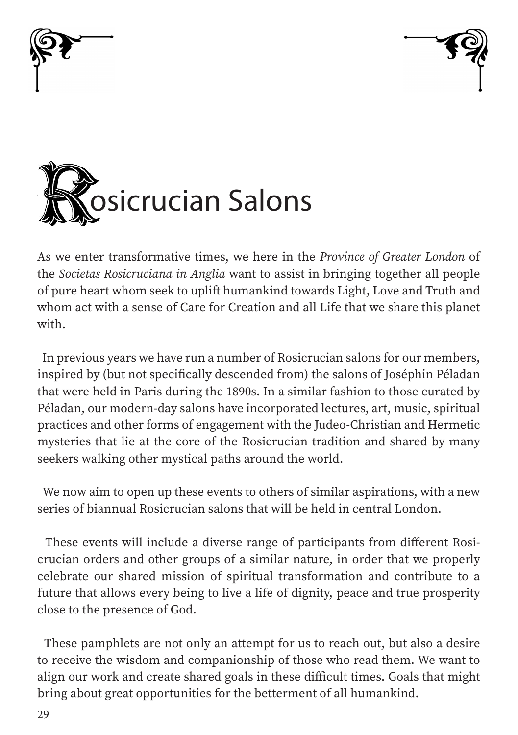# Rosicrucian Salons

As we enter transformative times, we here in the *Province of Greater London* of the *Societas Rosicruciana in Anglia* want to assist in bringing together all people of pure heart whom seek to uplift humankind towards Light, Love and Truth and whom act with a sense of Care for Creation and all Life that we share this planet with.

In previous years we have run a number of Rosicrucian salons for our members, inspired by (but not specifically descended from) the salons of Joséphin Péladan that were held in Paris during the 1890s. In a similar fashion to those curated by Péladan, our modern-day salons have incorporated lectures, art, music, spiritual practices and other forms of engagement with the Judeo-Christian and Hermetic mysteries that lie at the core of the Rosicrucian tradition and shared by many seekers walking other mystical paths around the world.

We now aim to open up these events to others of similar aspirations, with a new series of biannual Rosicrucian salons that will be held in central London.

These events will include a diverse range of participants from different Rosicrucian orders and other groups of a similar nature, in order that we properly celebrate our shared mission of spiritual transformation and contribute to a future that allows every being to live a life of dignity, peace and true prosperity close to the presence of God.

These pamphlets are not only an attempt for us to reach out, but also a desire to receive the wisdom and companionship of those who read them. We want to align our work and create shared goals in these difficult times. Goals that might bring about great opportunities for the betterment of all humankind.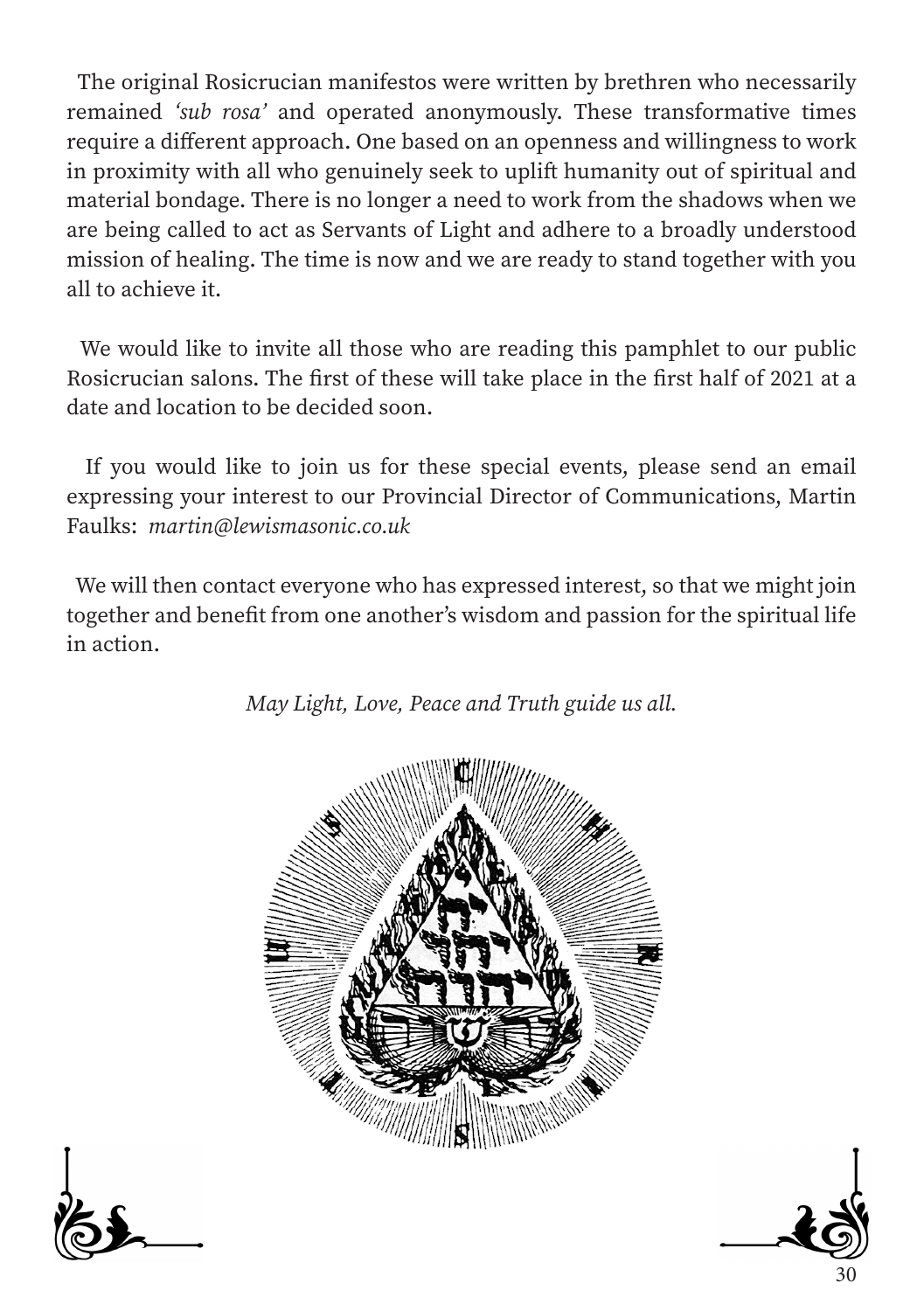The original Rosicrucian manifestos were written by brethren who necessarily remained *'sub rosa'* and operated anonymously. These transformative times require a different approach. One based on an openness and willingness to work in proximity with all who genuinely seek to uplift humanity out of spiritual and material bondage. There is no longer a need to work from the shadows when we are being called to act as Servants of Light and adhere to a broadly understood mission of healing. The time is now and we are ready to stand together with you all to achieve it.

We would like to invite all those who are reading this pamphlet to our public Rosicrucian salons. The first of these will take place in the first half of 2021 at a date and location to be decided soon.

If you would like to join us for these special events, please send an email expressing your interest to our Provincial Director of Communications, Martin Faulks: *martin@lewismasonic.co.uk*

We will then contact everyone who has expressed interest, so that we might join together and benefit from one another's wisdom and passion for the spiritual life in action.

*May Light, Love, Peace and Truth guide us all.*